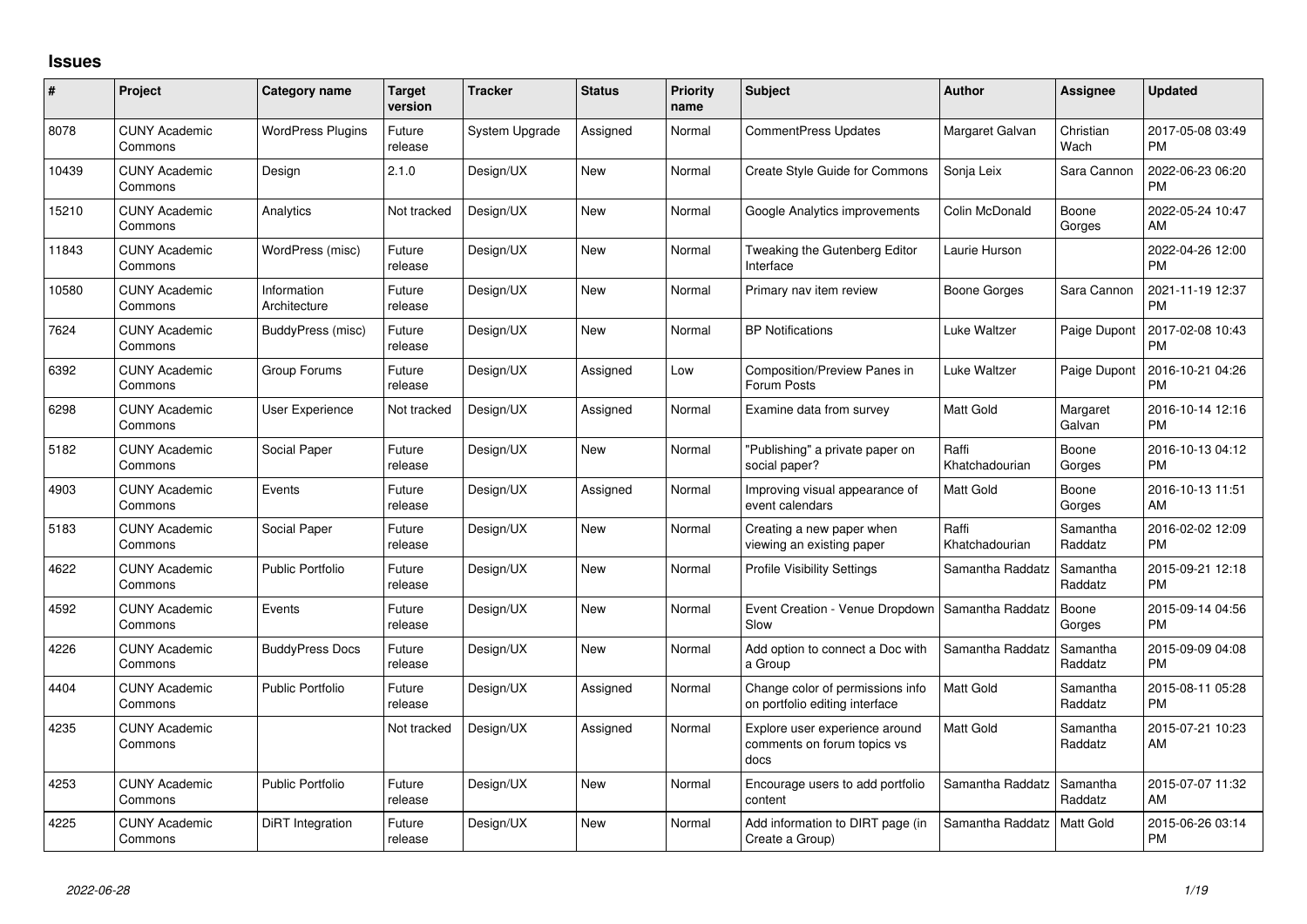## Issues

| # | Project | Category name | Target version | Tracker | Status | Priority name | Subject | Author | Assignee | Updated |
|---|---|---|---|---|---|---|---|---|---|---|
| 8078 | CUNY Academic Commons | WordPress Plugins | Future release | System Upgrade | Assigned | Normal | CommentPress Updates | Margaret Galvan | Christian Wach | 2017-05-08 03:49 PM |
| 10439 | CUNY Academic Commons | Design | 2.1.0 | Design/UX | New | Normal | Create Style Guide for Commons | Sonja Leix | Sara Cannon | 2022-06-23 06:20 PM |
| 15210 | CUNY Academic Commons | Analytics | Not tracked | Design/UX | New | Normal | Google Analytics improvements | Colin McDonald | Boone Gorges | 2022-05-24 10:47 AM |
| 11843 | CUNY Academic Commons | WordPress (misc) | Future release | Design/UX | New | Normal | Tweaking the Gutenberg Editor Interface | Laurie Hurson | | 2022-04-26 12:00 PM |
| 10580 | CUNY Academic Commons | Information Architecture | Future release | Design/UX | New | Normal | Primary nav item review | Boone Gorges | Sara Cannon | 2021-11-19 12:37 PM |
| 7624 | CUNY Academic Commons | BuddyPress (misc) | Future release | Design/UX | New | Normal | BP Notifications | Luke Waltzer | Paige Dupont | 2017-02-08 10:43 PM |
| 6392 | CUNY Academic Commons | Group Forums | Future release | Design/UX | Assigned | Low | Composition/Preview Panes in Forum Posts | Luke Waltzer | Paige Dupont | 2016-10-21 04:26 PM |
| 6298 | CUNY Academic Commons | User Experience | Not tracked | Design/UX | Assigned | Normal | Examine data from survey | Matt Gold | Margaret Galvan | 2016-10-14 12:16 PM |
| 5182 | CUNY Academic Commons | Social Paper | Future release | Design/UX | New | Normal | "Publishing" a private paper on social paper? | Raffi Khatchadourian | Boone Gorges | 2016-10-13 04:12 PM |
| 4903 | CUNY Academic Commons | Events | Future release | Design/UX | Assigned | Normal | Improving visual appearance of event calendars | Matt Gold | Boone Gorges | 2016-10-13 11:51 AM |
| 5183 | CUNY Academic Commons | Social Paper | Future release | Design/UX | New | Normal | Creating a new paper when viewing an existing paper | Raffi Khatchadourian | Samantha Raddatz | 2016-02-02 12:09 PM |
| 4622 | CUNY Academic Commons | Public Portfolio | Future release | Design/UX | New | Normal | Profile Visibility Settings | Samantha Raddatz | Samantha Raddatz | 2015-09-21 12:18 PM |
| 4592 | CUNY Academic Commons | Events | Future release | Design/UX | New | Normal | Event Creation - Venue Dropdown Slow | Samantha Raddatz | Boone Gorges | 2015-09-14 04:56 PM |
| 4226 | CUNY Academic Commons | BuddyPress Docs | Future release | Design/UX | New | Normal | Add option to connect a Doc with a Group | Samantha Raddatz | Samantha Raddatz | 2015-09-09 04:08 PM |
| 4404 | CUNY Academic Commons | Public Portfolio | Future release | Design/UX | Assigned | Normal | Change color of permissions info on portfolio editing interface | Matt Gold | Samantha Raddatz | 2015-08-11 05:28 PM |
| 4235 | CUNY Academic Commons | | Not tracked | Design/UX | Assigned | Normal | Explore user experience around comments on forum topics vs docs | Matt Gold | Samantha Raddatz | 2015-07-21 10:23 AM |
| 4253 | CUNY Academic Commons | Public Portfolio | Future release | Design/UX | New | Normal | Encourage users to add portfolio content | Samantha Raddatz | Samantha Raddatz | 2015-07-07 11:32 AM |
| 4225 | CUNY Academic Commons | DiRT Integration | Future release | Design/UX | New | Normal | Add information to DIRT page (in Create a Group) | Samantha Raddatz | Matt Gold | 2015-06-26 03:14 PM |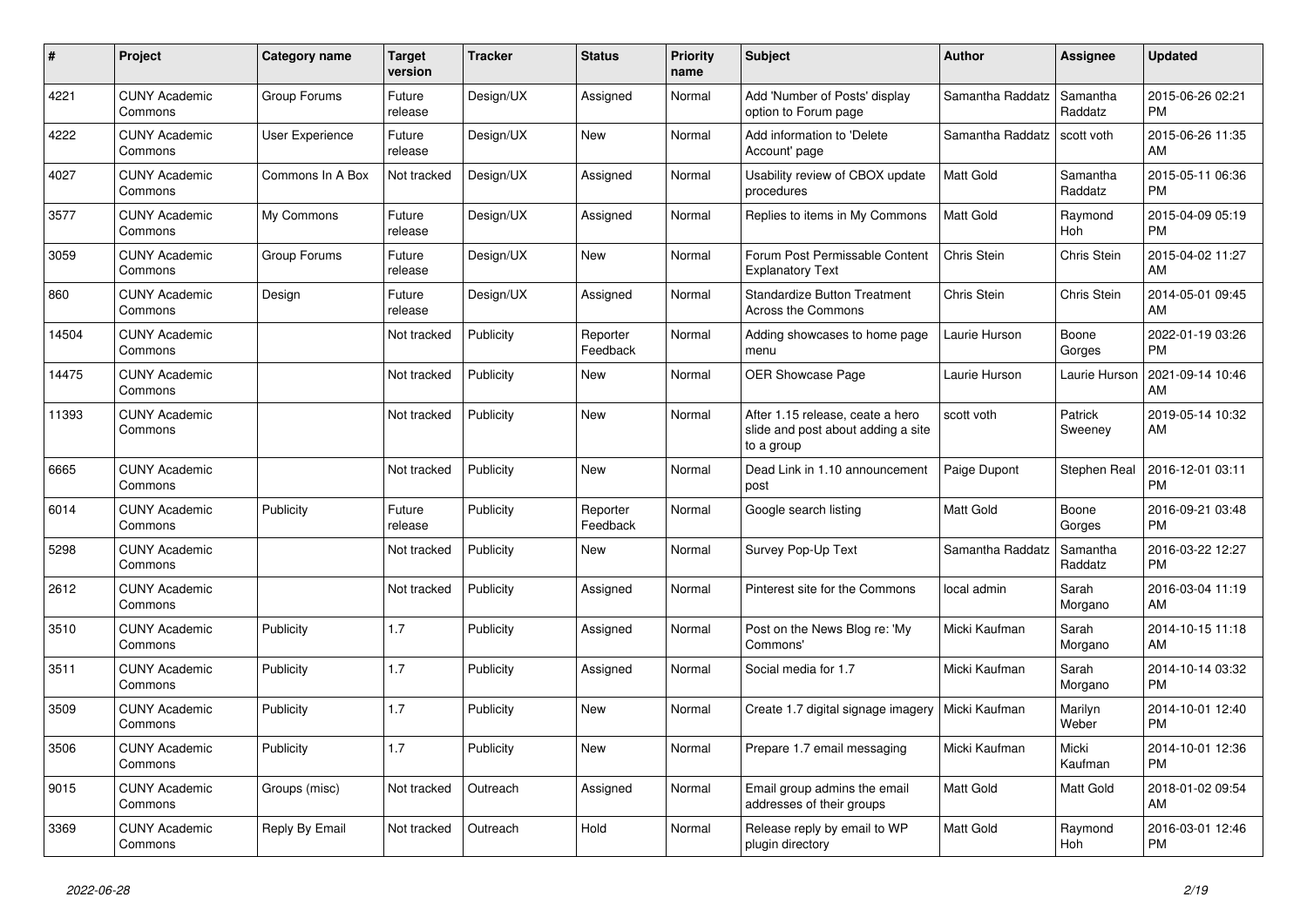| # | Project | Category name | Target version | Tracker | Status | Priority name | Subject | Author | Assignee | Updated |
|---|---|---|---|---|---|---|---|---|---|---|
| 4221 | CUNY Academic Commons | Group Forums | Future release | Design/UX | Assigned | Normal | Add 'Number of Posts' display option to Forum page | Samantha Raddatz | Samantha Raddatz | 2015-06-26 02:21 PM |
| 4222 | CUNY Academic Commons | User Experience | Future release | Design/UX | New | Normal | Add information to 'Delete Account' page | Samantha Raddatz | scott voth | 2015-06-26 11:35 AM |
| 4027 | CUNY Academic Commons | Commons In A Box | Not tracked | Design/UX | Assigned | Normal | Usability review of CBOX update procedures | Matt Gold | Samantha Raddatz | 2015-05-11 06:36 PM |
| 3577 | CUNY Academic Commons | My Commons | Future release | Design/UX | Assigned | Normal | Replies to items in My Commons | Matt Gold | Raymond Hoh | 2015-04-09 05:19 PM |
| 3059 | CUNY Academic Commons | Group Forums | Future release | Design/UX | New | Normal | Forum Post Permissable Content Explanatory Text | Chris Stein | Chris Stein | 2015-04-02 11:27 AM |
| 860 | CUNY Academic Commons | Design | Future release | Design/UX | Assigned | Normal | Standardize Button Treatment Across the Commons | Chris Stein | Chris Stein | 2014-05-01 09:45 AM |
| 14504 | CUNY Academic Commons | | Not tracked | Publicity | Reporter Feedback | Normal | Adding showcases to home page menu | Laurie Hurson | Boone Gorges | 2022-01-19 03:26 PM |
| 14475 | CUNY Academic Commons | | Not tracked | Publicity | New | Normal | OER Showcase Page | Laurie Hurson | Laurie Hurson | 2021-09-14 10:46 AM |
| 11393 | CUNY Academic Commons | | Not tracked | Publicity | New | Normal | After 1.15 release, ceate a hero slide and post about adding a site to a group | scott voth | Patrick Sweeney | 2019-05-14 10:32 AM |
| 6665 | CUNY Academic Commons | | Not tracked | Publicity | New | Normal | Dead Link in 1.10 announcement post | Paige Dupont | Stephen Real | 2016-12-01 03:11 PM |
| 6014 | CUNY Academic Commons | Publicity | Future release | Publicity | Reporter Feedback | Normal | Google search listing | Matt Gold | Boone Gorges | 2016-09-21 03:48 PM |
| 5298 | CUNY Academic Commons | | Not tracked | Publicity | New | Normal | Survey Pop-Up Text | Samantha Raddatz | Samantha Raddatz | 2016-03-22 12:27 PM |
| 2612 | CUNY Academic Commons | | Not tracked | Publicity | Assigned | Normal | Pinterest site for the Commons | local admin | Sarah Morgano | 2016-03-04 11:19 AM |
| 3510 | CUNY Academic Commons | Publicity | 1.7 | Publicity | Assigned | Normal | Post on the News Blog re: 'My Commons' | Micki Kaufman | Sarah Morgano | 2014-10-15 11:18 AM |
| 3511 | CUNY Academic Commons | Publicity | 1.7 | Publicity | Assigned | Normal | Social media for 1.7 | Micki Kaufman | Sarah Morgano | 2014-10-14 03:32 PM |
| 3509 | CUNY Academic Commons | Publicity | 1.7 | Publicity | New | Normal | Create 1.7 digital signage imagery | Micki Kaufman | Marilyn Weber | 2014-10-01 12:40 PM |
| 3506 | CUNY Academic Commons | Publicity | 1.7 | Publicity | New | Normal | Prepare 1.7 email messaging | Micki Kaufman | Micki Kaufman | 2014-10-01 12:36 PM |
| 9015 | CUNY Academic Commons | Groups (misc) | Not tracked | Outreach | Assigned | Normal | Email group admins the email addresses of their groups | Matt Gold | Matt Gold | 2018-01-02 09:54 AM |
| 3369 | CUNY Academic Commons | Reply By Email | Not tracked | Outreach | Hold | Normal | Release reply by email to WP plugin directory | Matt Gold | Raymond Hoh | 2016-03-01 12:46 PM |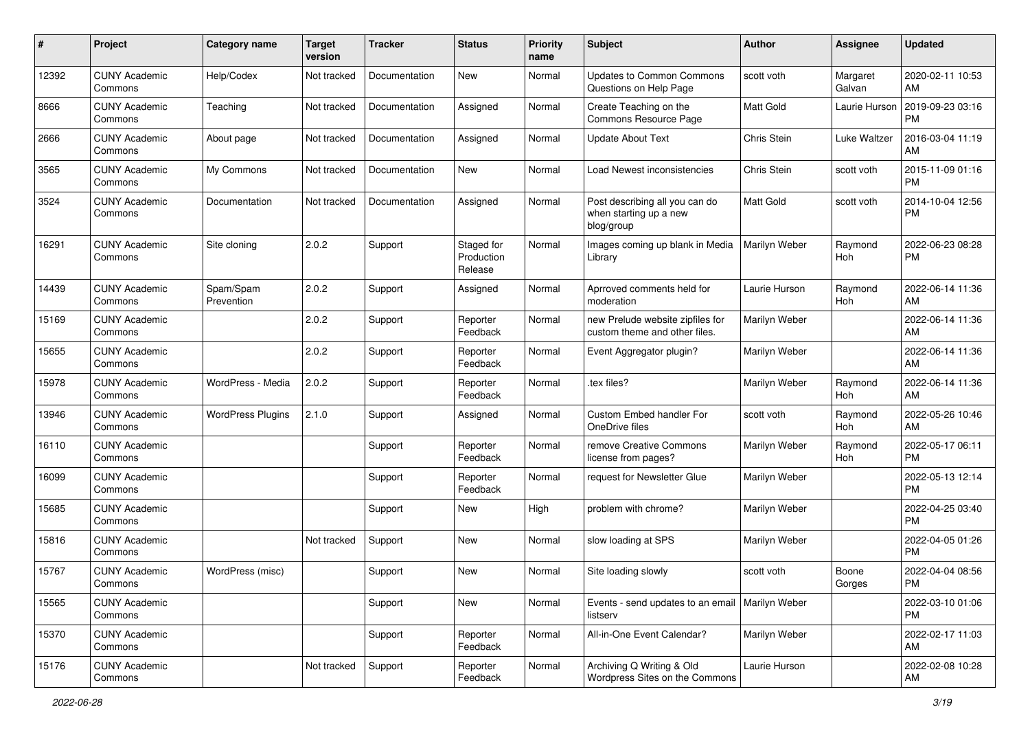| # | Project | Category name | Target version | Tracker | Status | Priority name | Subject | Author | Assignee | Updated |
|---|---|---|---|---|---|---|---|---|---|---|
| 12392 | CUNY Academic Commons | Help/Codex | Not tracked | Documentation | New | Normal | Updates to Common Commons Questions on Help Page | scott voth | Margaret Galvan | 2020-02-11 10:53 AM |
| 8666 | CUNY Academic Commons | Teaching | Not tracked | Documentation | Assigned | Normal | Create Teaching on the Commons Resource Page | Matt Gold | Laurie Hurson | 2019-09-23 03:16 PM |
| 2666 | CUNY Academic Commons | About page | Not tracked | Documentation | Assigned | Normal | Update About Text | Chris Stein | Luke Waltzer | 2016-03-04 11:19 AM |
| 3565 | CUNY Academic Commons | My Commons | Not tracked | Documentation | New | Normal | Load Newest inconsistencies | Chris Stein | scott voth | 2015-11-09 01:16 PM |
| 3524 | CUNY Academic Commons | Documentation | Not tracked | Documentation | Assigned | Normal | Post describing all you can do when starting up a new blog/group | Matt Gold | scott voth | 2014-10-04 12:56 PM |
| 16291 | CUNY Academic Commons | Site cloning | 2.0.2 | Support | Staged for Production Release | Normal | Images coming up blank in Media Library | Marilyn Weber | Raymond Hoh | 2022-06-23 08:28 PM |
| 14439 | CUNY Academic Commons | Spam/Spam Prevention | 2.0.2 | Support | Assigned | Normal | Aprroved comments held for moderation | Laurie Hurson | Raymond Hoh | 2022-06-14 11:36 AM |
| 15169 | CUNY Academic Commons | | 2.0.2 | Support | Reporter Feedback | Normal | new Prelude website zipfiles for custom theme and other files. | Marilyn Weber | | 2022-06-14 11:36 AM |
| 15655 | CUNY Academic Commons | | 2.0.2 | Support | Reporter Feedback | Normal | Event Aggregator plugin? | Marilyn Weber | | 2022-06-14 11:36 AM |
| 15978 | CUNY Academic Commons | WordPress - Media | 2.0.2 | Support | Reporter Feedback | Normal | .tex files? | Marilyn Weber | Raymond Hoh | 2022-06-14 11:36 AM |
| 13946 | CUNY Academic Commons | WordPress Plugins | 2.1.0 | Support | Assigned | Normal | Custom Embed handler For OneDrive files | scott voth | Raymond Hoh | 2022-05-26 10:46 AM |
| 16110 | CUNY Academic Commons | | | Support | Reporter Feedback | Normal | remove Creative Commons license from pages? | Marilyn Weber | Raymond Hoh | 2022-05-17 06:11 PM |
| 16099 | CUNY Academic Commons | | | Support | Reporter Feedback | Normal | request for Newsletter Glue | Marilyn Weber | | 2022-05-13 12:14 PM |
| 15685 | CUNY Academic Commons | | | Support | New | High | problem with chrome? | Marilyn Weber | | 2022-04-25 03:40 PM |
| 15816 | CUNY Academic Commons | | Not tracked | Support | New | Normal | slow loading at SPS | Marilyn Weber | | 2022-04-05 01:26 PM |
| 15767 | CUNY Academic Commons | WordPress (misc) | | Support | New | Normal | Site loading slowly | scott voth | Boone Gorges | 2022-04-04 08:56 PM |
| 15565 | CUNY Academic Commons | | | Support | New | Normal | Events - send updates to an email listserv | Marilyn Weber | | 2022-03-10 01:06 PM |
| 15370 | CUNY Academic Commons | | | Support | Reporter Feedback | Normal | All-in-One Event Calendar? | Marilyn Weber | | 2022-02-17 11:03 AM |
| 15176 | CUNY Academic Commons | | Not tracked | Support | Reporter Feedback | Normal | Archiving Q Writing & Old Wordpress Sites on the Commons | Laurie Hurson | | 2022-02-08 10:28 AM |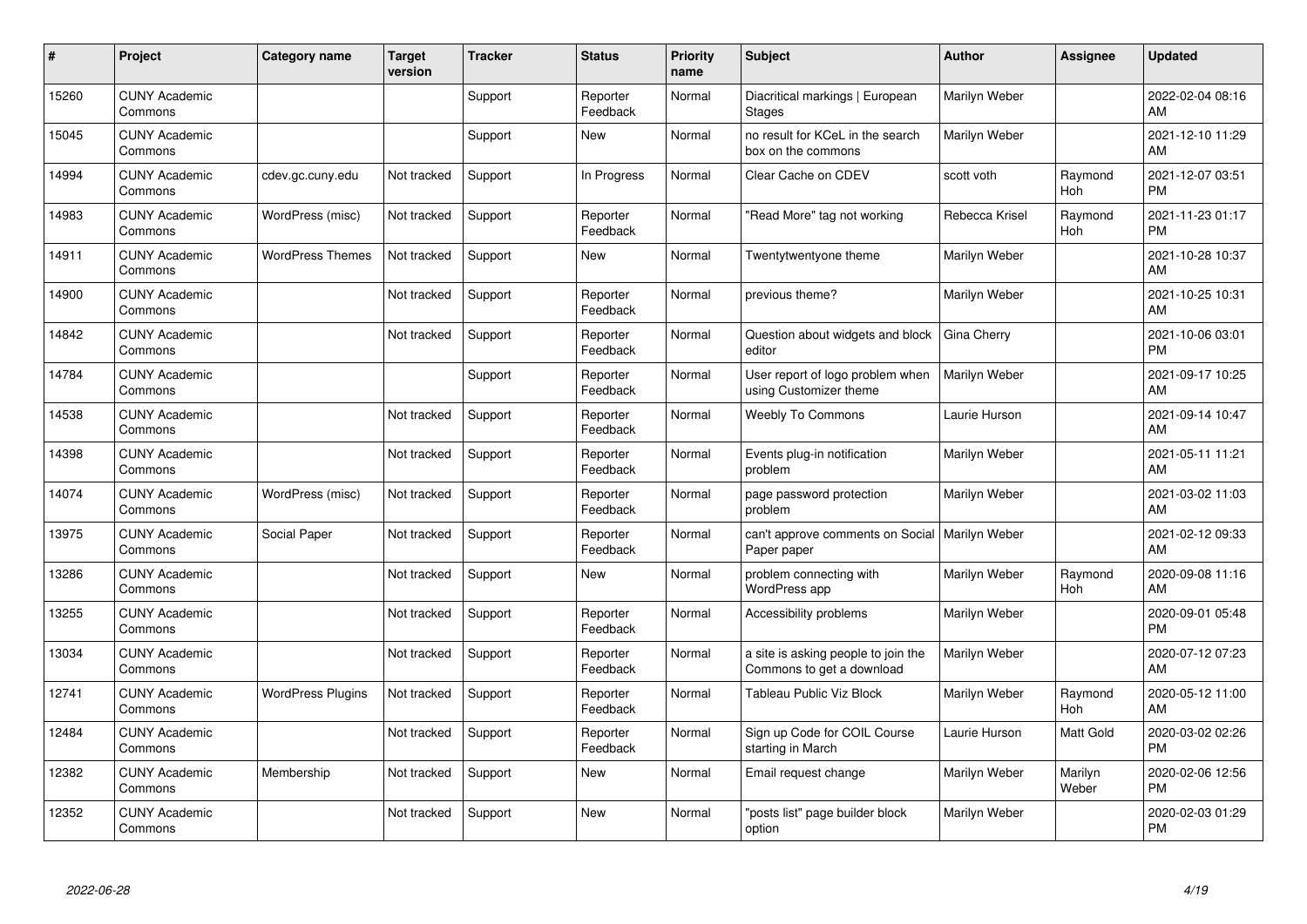| # | Project | Category name | Target version | Tracker | Status | Priority name | Subject | Author | Assignee | Updated |
|---|---|---|---|---|---|---|---|---|---|---|
| 15260 | CUNY Academic Commons | | | Support | Reporter Feedback | Normal | Diacritical markings \| European Stages | Marilyn Weber | | 2022-02-04 08:16 AM |
| 15045 | CUNY Academic Commons | | | Support | New | Normal | no result for KCeL in the search box on the commons | Marilyn Weber | | 2021-12-10 11:29 AM |
| 14994 | CUNY Academic Commons | cdev.gc.cuny.edu | Not tracked | Support | In Progress | Normal | Clear Cache on CDEV | scott voth | Raymond Hoh | 2021-12-07 03:51 PM |
| 14983 | CUNY Academic Commons | WordPress (misc) | Not tracked | Support | Reporter Feedback | Normal | "Read More" tag not working | Rebecca Krisel | Raymond Hoh | 2021-11-23 01:17 PM |
| 14911 | CUNY Academic Commons | WordPress Themes | Not tracked | Support | New | Normal | Twentytwentyone theme | Marilyn Weber | | 2021-10-28 10:37 AM |
| 14900 | CUNY Academic Commons | | Not tracked | Support | Reporter Feedback | Normal | previous theme? | Marilyn Weber | | 2021-10-25 10:31 AM |
| 14842 | CUNY Academic Commons | | Not tracked | Support | Reporter Feedback | Normal | Question about widgets and block editor | Gina Cherry | | 2021-10-06 03:01 PM |
| 14784 | CUNY Academic Commons | | | Support | Reporter Feedback | Normal | User report of logo problem when using Customizer theme | Marilyn Weber | | 2021-09-17 10:25 AM |
| 14538 | CUNY Academic Commons | | Not tracked | Support | Reporter Feedback | Normal | Weebly To Commons | Laurie Hurson | | 2021-09-14 10:47 AM |
| 14398 | CUNY Academic Commons | | Not tracked | Support | Reporter Feedback | Normal | Events plug-in notification problem | Marilyn Weber | | 2021-05-11 11:21 AM |
| 14074 | CUNY Academic Commons | WordPress (misc) | Not tracked | Support | Reporter Feedback | Normal | page password protection problem | Marilyn Weber | | 2021-03-02 11:03 AM |
| 13975 | CUNY Academic Commons | Social Paper | Not tracked | Support | Reporter Feedback | Normal | can't approve comments on Social Paper paper | Marilyn Weber | | 2021-02-12 09:33 AM |
| 13286 | CUNY Academic Commons | | Not tracked | Support | New | Normal | problem connecting with WordPress app | Marilyn Weber | Raymond Hoh | 2020-09-08 11:16 AM |
| 13255 | CUNY Academic Commons | | Not tracked | Support | Reporter Feedback | Normal | Accessibility problems | Marilyn Weber | | 2020-09-01 05:48 PM |
| 13034 | CUNY Academic Commons | | Not tracked | Support | Reporter Feedback | Normal | a site is asking people to join the Commons to get a download | Marilyn Weber | | 2020-07-12 07:23 AM |
| 12741 | CUNY Academic Commons | WordPress Plugins | Not tracked | Support | Reporter Feedback | Normal | Tableau Public Viz Block | Marilyn Weber | Raymond Hoh | 2020-05-12 11:00 AM |
| 12484 | CUNY Academic Commons | | Not tracked | Support | Reporter Feedback | Normal | Sign up Code for COIL Course starting in March | Laurie Hurson | Matt Gold | 2020-03-02 02:26 PM |
| 12382 | CUNY Academic Commons | Membership | Not tracked | Support | New | Normal | Email request change | Marilyn Weber | Marilyn Weber | 2020-02-06 12:56 PM |
| 12352 | CUNY Academic Commons | | Not tracked | Support | New | Normal | "posts list" page builder block option | Marilyn Weber | | 2020-02-03 01:29 PM |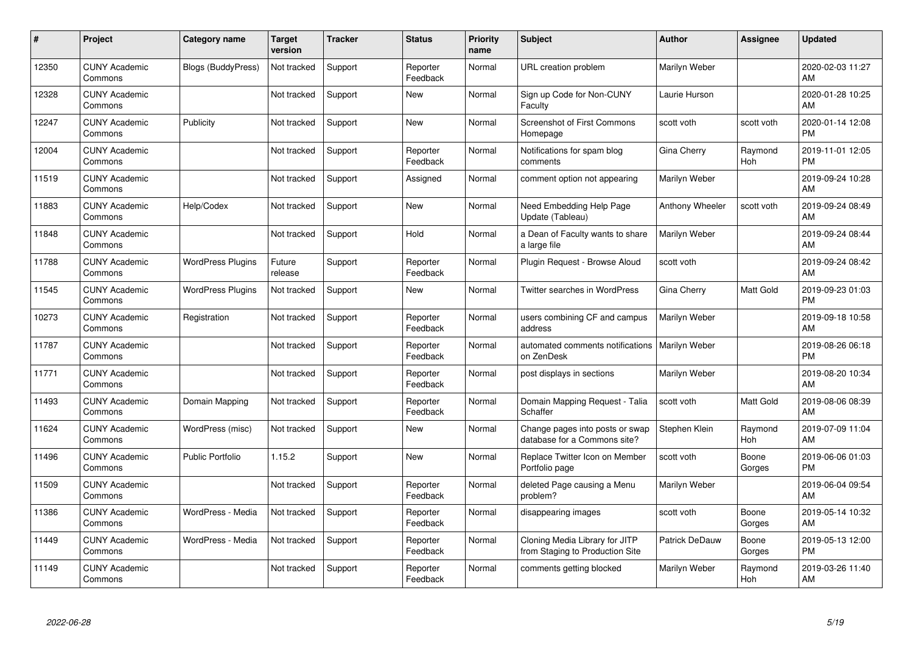| # | Project | Category name | Target version | Tracker | Status | Priority name | Subject | Author | Assignee | Updated |
|---|---|---|---|---|---|---|---|---|---|---|
| 12350 | CUNY Academic Commons | Blogs (BuddyPress) | Not tracked | Support | Reporter Feedback | Normal | URL creation problem | Marilyn Weber | | 2020-02-03 11:27 AM |
| 12328 | CUNY Academic Commons | | Not tracked | Support | New | Normal | Sign up Code for Non-CUNY Faculty | Laurie Hurson | | 2020-01-28 10:25 AM |
| 12247 | CUNY Academic Commons | Publicity | Not tracked | Support | New | Normal | Screenshot of First Commons Homepage | scott voth | scott voth | 2020-01-14 12:08 PM |
| 12004 | CUNY Academic Commons | | Not tracked | Support | Reporter Feedback | Normal | Notifications for spam blog comments | Gina Cherry | Raymond Hoh | 2019-11-01 12:05 PM |
| 11519 | CUNY Academic Commons | | Not tracked | Support | Assigned | Normal | comment option not appearing | Marilyn Weber | | 2019-09-24 10:28 AM |
| 11883 | CUNY Academic Commons | Help/Codex | Not tracked | Support | New | Normal | Need Embedding Help Page Update (Tableau) | Anthony Wheeler | scott voth | 2019-09-24 08:49 AM |
| 11848 | CUNY Academic Commons | | Not tracked | Support | Hold | Normal | a Dean of Faculty wants to share a large file | Marilyn Weber | | 2019-09-24 08:44 AM |
| 11788 | CUNY Academic Commons | WordPress Plugins | Future release | Support | Reporter Feedback | Normal | Plugin Request - Browse Aloud | scott voth | | 2019-09-24 08:42 AM |
| 11545 | CUNY Academic Commons | WordPress Plugins | Not tracked | Support | New | Normal | Twitter searches in WordPress | Gina Cherry | Matt Gold | 2019-09-23 01:03 PM |
| 10273 | CUNY Academic Commons | Registration | Not tracked | Support | Reporter Feedback | Normal | users combining CF and campus address | Marilyn Weber | | 2019-09-18 10:58 AM |
| 11787 | CUNY Academic Commons | | Not tracked | Support | Reporter Feedback | Normal | automated comments notifications on ZenDesk | Marilyn Weber | | 2019-08-26 06:18 PM |
| 11771 | CUNY Academic Commons | | Not tracked | Support | Reporter Feedback | Normal | post displays in sections | Marilyn Weber | | 2019-08-20 10:34 AM |
| 11493 | CUNY Academic Commons | Domain Mapping | Not tracked | Support | Reporter Feedback | Normal | Domain Mapping Request - Talia Schaffer | scott voth | Matt Gold | 2019-08-06 08:39 AM |
| 11624 | CUNY Academic Commons | WordPress (misc) | Not tracked | Support | New | Normal | Change pages into posts or swap database for a Commons site? | Stephen Klein | Raymond Hoh | 2019-07-09 11:04 AM |
| 11496 | CUNY Academic Commons | Public Portfolio | 1.15.2 | Support | New | Normal | Replace Twitter Icon on Member Portfolio page | scott voth | Boone Gorges | 2019-06-06 01:03 PM |
| 11509 | CUNY Academic Commons | | Not tracked | Support | Reporter Feedback | Normal | deleted Page causing a Menu problem? | Marilyn Weber | | 2019-06-04 09:54 AM |
| 11386 | CUNY Academic Commons | WordPress - Media | Not tracked | Support | Reporter Feedback | Normal | disappearing images | scott voth | Boone Gorges | 2019-05-14 10:32 AM |
| 11449 | CUNY Academic Commons | WordPress - Media | Not tracked | Support | Reporter Feedback | Normal | Cloning Media Library for JITP from Staging to Production Site | Patrick DeDauw | Boone Gorges | 2019-05-13 12:00 PM |
| 11149 | CUNY Academic Commons | | Not tracked | Support | Reporter Feedback | Normal | comments getting blocked | Marilyn Weber | Raymond Hoh | 2019-03-26 11:40 AM |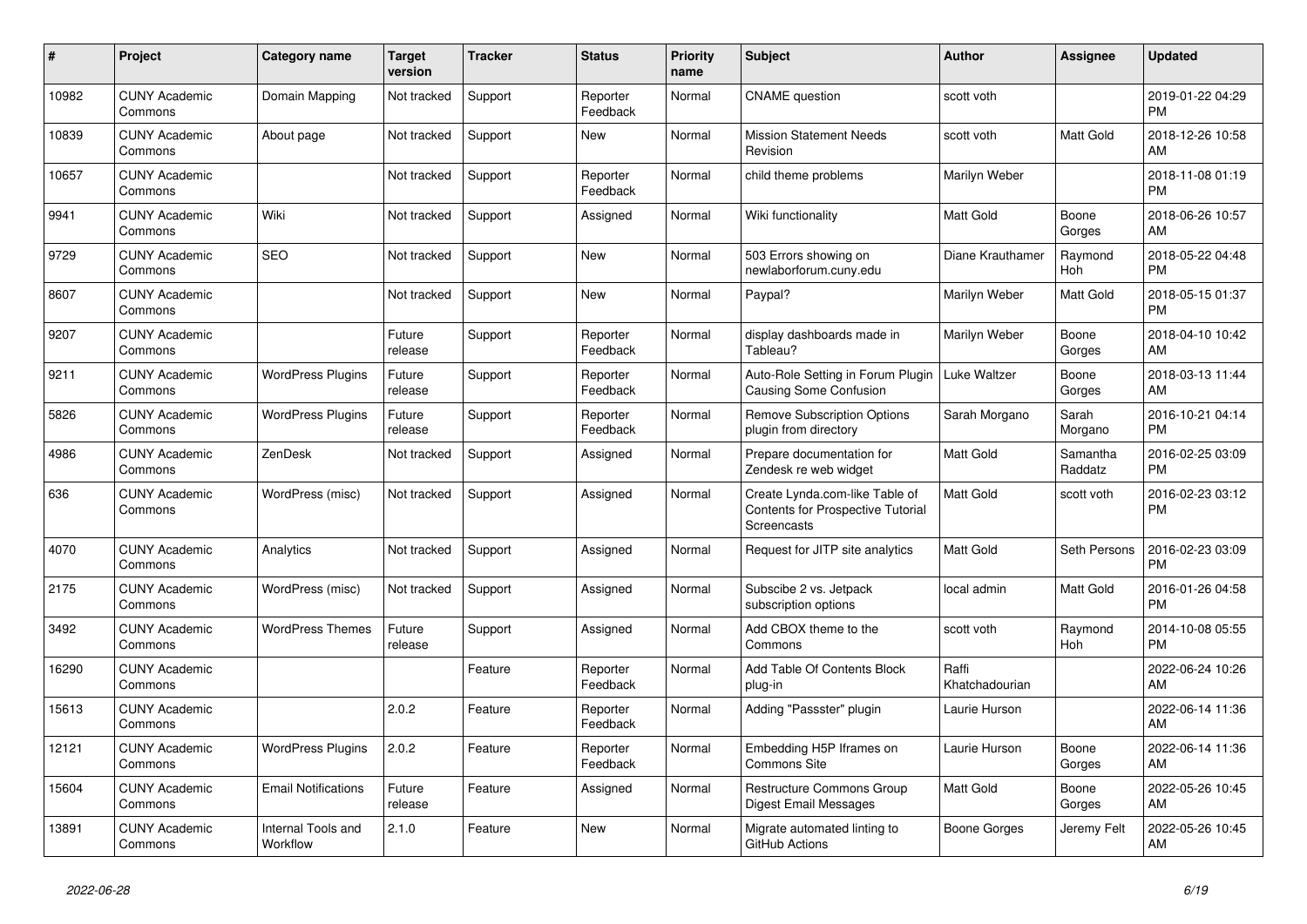| # | Project | Category name | Target version | Tracker | Status | Priority name | Subject | Author | Assignee | Updated |
|---|---|---|---|---|---|---|---|---|---|---|
| 10982 | CUNY Academic Commons | Domain Mapping | Not tracked | Support | Reporter Feedback | Normal | CNAME question | scott voth | | 2019-01-22 04:29 PM |
| 10839 | CUNY Academic Commons | About page | Not tracked | Support | New | Normal | Mission Statement Needs Revision | scott voth | Matt Gold | 2018-12-26 10:58 AM |
| 10657 | CUNY Academic Commons | | Not tracked | Support | Reporter Feedback | Normal | child theme problems | Marilyn Weber | | 2018-11-08 01:19 PM |
| 9941 | CUNY Academic Commons | Wiki | Not tracked | Support | Assigned | Normal | Wiki functionality | Matt Gold | Boone Gorges | 2018-06-26 10:57 AM |
| 9729 | CUNY Academic Commons | SEO | Not tracked | Support | New | Normal | 503 Errors showing on newlaborforum.cuny.edu | Diane Krauthamer | Raymond Hoh | 2018-05-22 04:48 PM |
| 8607 | CUNY Academic Commons | | Not tracked | Support | New | Normal | Paypal? | Marilyn Weber | Matt Gold | 2018-05-15 01:37 PM |
| 9207 | CUNY Academic Commons | | Future release | Support | Reporter Feedback | Normal | display dashboards made in Tableau? | Marilyn Weber | Boone Gorges | 2018-04-10 10:42 AM |
| 9211 | CUNY Academic Commons | WordPress Plugins | Future release | Support | Reporter Feedback | Normal | Auto-Role Setting in Forum Plugin Causing Some Confusion | Luke Waltzer | Boone Gorges | 2018-03-13 11:44 AM |
| 5826 | CUNY Academic Commons | WordPress Plugins | Future release | Support | Reporter Feedback | Normal | Remove Subscription Options plugin from directory | Sarah Morgano | Sarah Morgano | 2016-10-21 04:14 PM |
| 4986 | CUNY Academic Commons | ZenDesk | Not tracked | Support | Assigned | Normal | Prepare documentation for Zendesk re web widget | Matt Gold | Samantha Raddatz | 2016-02-25 03:09 PM |
| 636 | CUNY Academic Commons | WordPress (misc) | Not tracked | Support | Assigned | Normal | Create Lynda.com-like Table of Contents for Prospective Tutorial Screencasts | Matt Gold | scott voth | 2016-02-23 03:12 PM |
| 4070 | CUNY Academic Commons | Analytics | Not tracked | Support | Assigned | Normal | Request for JITP site analytics | Matt Gold | Seth Persons | 2016-02-23 03:09 PM |
| 2175 | CUNY Academic Commons | WordPress (misc) | Not tracked | Support | Assigned | Normal | Subscibe 2 vs. Jetpack subscription options | local admin | Matt Gold | 2016-01-26 04:58 PM |
| 3492 | CUNY Academic Commons | WordPress Themes | Future release | Support | Assigned | Normal | Add CBOX theme to the Commons | scott voth | Raymond Hoh | 2014-10-08 05:55 PM |
| 16290 | CUNY Academic Commons | | | Feature | Reporter Feedback | Normal | Add Table Of Contents Block plug-in | Raffi Khatchadourian | | 2022-06-24 10:26 AM |
| 15613 | CUNY Academic Commons | | 2.0.2 | Feature | Reporter Feedback | Normal | Adding "Passster" plugin | Laurie Hurson | | 2022-06-14 11:36 AM |
| 12121 | CUNY Academic Commons | WordPress Plugins | 2.0.2 | Feature | Reporter Feedback | Normal | Embedding H5P Iframes on Commons Site | Laurie Hurson | Boone Gorges | 2022-06-14 11:36 AM |
| 15604 | CUNY Academic Commons | Email Notifications | Future release | Feature | Assigned | Normal | Restructure Commons Group Digest Email Messages | Matt Gold | Boone Gorges | 2022-05-26 10:45 AM |
| 13891 | CUNY Academic Commons | Internal Tools and Workflow | 2.1.0 | Feature | New | Normal | Migrate automated linting to GitHub Actions | Boone Gorges | Jeremy Felt | 2022-05-26 10:45 AM |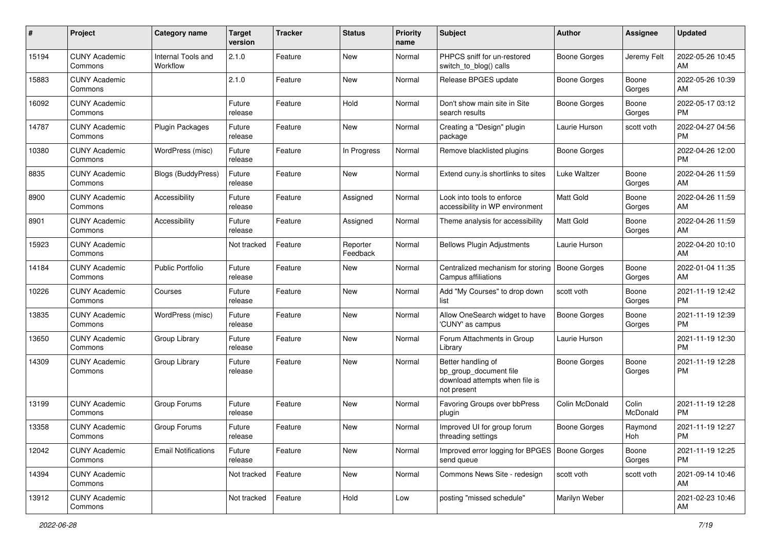| # | Project | Category name | Target version | Tracker | Status | Priority name | Subject | Author | Assignee | Updated |
|---|---|---|---|---|---|---|---|---|---|---|
| 15194 | CUNY Academic Commons | Internal Tools and Workflow | 2.1.0 | Feature | New | Normal | PHPCS sniff for un-restored switch_to_blog() calls | Boone Gorges | Jeremy Felt | 2022-05-26 10:45 AM |
| 15883 | CUNY Academic Commons | | 2.1.0 | Feature | New | Normal | Release BPGES update | Boone Gorges | Boone Gorges | 2022-05-26 10:39 AM |
| 16092 | CUNY Academic Commons | | Future release | Feature | Hold | Normal | Don't show main site in Site search results | Boone Gorges | Boone Gorges | 2022-05-17 03:12 PM |
| 14787 | CUNY Academic Commons | Plugin Packages | Future release | Feature | New | Normal | Creating a "Design" plugin package | Laurie Hurson | scott voth | 2022-04-27 04:56 PM |
| 10380 | CUNY Academic Commons | WordPress (misc) | Future release | Feature | In Progress | Normal | Remove blacklisted plugins | Boone Gorges | | 2022-04-26 12:00 PM |
| 8835 | CUNY Academic Commons | Blogs (BuddyPress) | Future release | Feature | New | Normal | Extend cuny.is shortlinks to sites | Luke Waltzer | Boone Gorges | 2022-04-26 11:59 AM |
| 8900 | CUNY Academic Commons | Accessibility | Future release | Feature | Assigned | Normal | Look into tools to enforce accessibility in WP environment | Matt Gold | Boone Gorges | 2022-04-26 11:59 AM |
| 8901 | CUNY Academic Commons | Accessibility | Future release | Feature | Assigned | Normal | Theme analysis for accessibility | Matt Gold | Boone Gorges | 2022-04-26 11:59 AM |
| 15923 | CUNY Academic Commons | | Not tracked | Feature | Reporter Feedback | Normal | Bellows Plugin Adjustments | Laurie Hurson | | 2022-04-20 10:10 AM |
| 14184 | CUNY Academic Commons | Public Portfolio | Future release | Feature | New | Normal | Centralized mechanism for storing Campus affiliations | Boone Gorges | Boone Gorges | 2022-01-04 11:35 AM |
| 10226 | CUNY Academic Commons | Courses | Future release | Feature | New | Normal | Add "My Courses" to drop down list | scott voth | Boone Gorges | 2021-11-19 12:42 PM |
| 13835 | CUNY Academic Commons | WordPress (misc) | Future release | Feature | New | Normal | Allow OneSearch widget to have 'CUNY' as campus | Boone Gorges | Boone Gorges | 2021-11-19 12:39 PM |
| 13650 | CUNY Academic Commons | Group Library | Future release | Feature | New | Normal | Forum Attachments in Group Library | Laurie Hurson | | 2021-11-19 12:30 PM |
| 14309 | CUNY Academic Commons | Group Library | Future release | Feature | New | Normal | Better handling of bp_group_document file download attempts when file is not present | Boone Gorges | Boone Gorges | 2021-11-19 12:28 PM |
| 13199 | CUNY Academic Commons | Group Forums | Future release | Feature | New | Normal | Favoring Groups over bbPress plugin | Colin McDonald | Colin McDonald | 2021-11-19 12:28 PM |
| 13358 | CUNY Academic Commons | Group Forums | Future release | Feature | New | Normal | Improved UI for group forum threading settings | Boone Gorges | Raymond Hoh | 2021-11-19 12:27 PM |
| 12042 | CUNY Academic Commons | Email Notifications | Future release | Feature | New | Normal | Improved error logging for BPGES send queue | Boone Gorges | Boone Gorges | 2021-11-19 12:25 PM |
| 14394 | CUNY Academic Commons | | Not tracked | Feature | New | Normal | Commons News Site - redesign | scott voth | scott voth | 2021-09-14 10:46 AM |
| 13912 | CUNY Academic Commons | | Not tracked | Feature | Hold | Low | posting "missed schedule" | Marilyn Weber | | 2021-02-23 10:46 AM |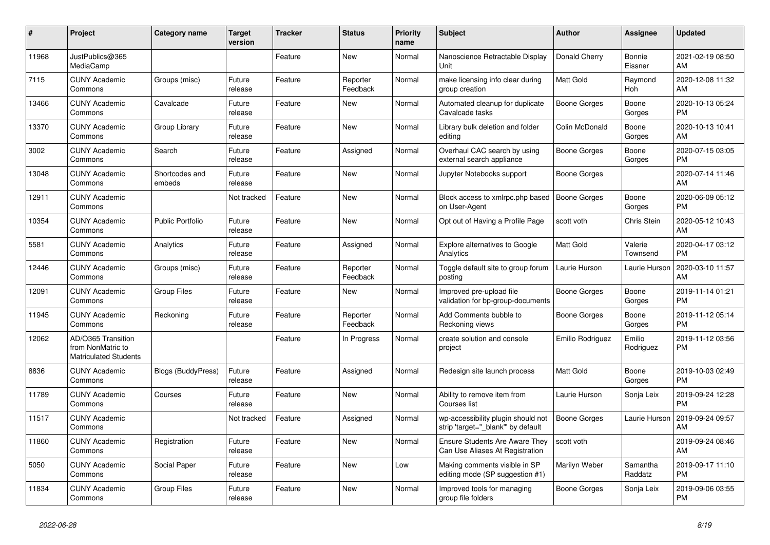| # | Project | Category name | Target version | Tracker | Status | Priority name | Subject | Author | Assignee | Updated |
|---|---|---|---|---|---|---|---|---|---|---|
| 11968 | JustPublics@365 MediaCamp | | | Feature | New | Normal | Nanoscience Retractable Display Unit | Donald Cherry | Bonnie Eissner | 2021-02-19 08:50 AM |
| 7115 | CUNY Academic Commons | Groups (misc) | Future release | Feature | Reporter Feedback | Normal | make licensing info clear during group creation | Matt Gold | Raymond Hoh | 2020-12-08 11:32 AM |
| 13466 | CUNY Academic Commons | Cavalcade | Future release | Feature | New | Normal | Automated cleanup for duplicate Cavalcade tasks | Boone Gorges | Boone Gorges | 2020-10-13 05:24 PM |
| 13370 | CUNY Academic Commons | Group Library | Future release | Feature | New | Normal | Library bulk deletion and folder editing | Colin McDonald | Boone Gorges | 2020-10-13 10:41 AM |
| 3002 | CUNY Academic Commons | Search | Future release | Feature | Assigned | Normal | Overhaul CAC search by using external search appliance | Boone Gorges | Boone Gorges | 2020-07-15 03:05 PM |
| 13048 | CUNY Academic Commons | Shortcodes and embeds | Future release | Feature | New | Normal | Jupyter Notebooks support | Boone Gorges | | 2020-07-14 11:46 AM |
| 12911 | CUNY Academic Commons | | Not tracked | Feature | New | Normal | Block access to xmlrpc.php based on User-Agent | Boone Gorges | Boone Gorges | 2020-06-09 05:12 PM |
| 10354 | CUNY Academic Commons | Public Portfolio | Future release | Feature | New | Normal | Opt out of Having a Profile Page | scott voth | Chris Stein | 2020-05-12 10:43 AM |
| 5581 | CUNY Academic Commons | Analytics | Future release | Feature | Assigned | Normal | Explore alternatives to Google Analytics | Matt Gold | Valerie Townsend | 2020-04-17 03:12 PM |
| 12446 | CUNY Academic Commons | Groups (misc) | Future release | Feature | Reporter Feedback | Normal | Toggle default site to group forum posting | Laurie Hurson | Laurie Hurson | 2020-03-10 11:57 AM |
| 12091 | CUNY Academic Commons | Group Files | Future release | Feature | New | Normal | Improved pre-upload file validation for bp-group-documents | Boone Gorges | Boone Gorges | 2019-11-14 01:21 PM |
| 11945 | CUNY Academic Commons | Reckoning | Future release | Feature | Reporter Feedback | Normal | Add Comments bubble to Reckoning views | Boone Gorges | Boone Gorges | 2019-11-12 05:14 PM |
| 12062 | AD/O365 Transition from NonMatric to Matriculated Students | | | Feature | In Progress | Normal | create solution and console project | Emilio Rodriguez | Emilio Rodriguez | 2019-11-12 03:56 PM |
| 8836 | CUNY Academic Commons | Blogs (BuddyPress) | Future release | Feature | Assigned | Normal | Redesign site launch process | Matt Gold | Boone Gorges | 2019-10-03 02:49 PM |
| 11789 | CUNY Academic Commons | Courses | Future release | Feature | New | Normal | Ability to remove item from Courses list | Laurie Hurson | Sonja Leix | 2019-09-24 12:28 PM |
| 11517 | CUNY Academic Commons | | Not tracked | Feature | Assigned | Normal | wp-accessibility plugin should not strip 'target="_blank"' by default | Boone Gorges | Laurie Hurson | 2019-09-24 09:57 AM |
| 11860 | CUNY Academic Commons | Registration | Future release | Feature | New | Normal | Ensure Students Are Aware They Can Use Aliases At Registration | scott voth | | 2019-09-24 08:46 AM |
| 5050 | CUNY Academic Commons | Social Paper | Future release | Feature | New | Low | Making comments visible in SP editing mode (SP suggestion #1) | Marilyn Weber | Samantha Raddatz | 2019-09-17 11:10 PM |
| 11834 | CUNY Academic Commons | Group Files | Future release | Feature | New | Normal | Improved tools for managing group file folders | Boone Gorges | Sonja Leix | 2019-09-06 03:55 PM |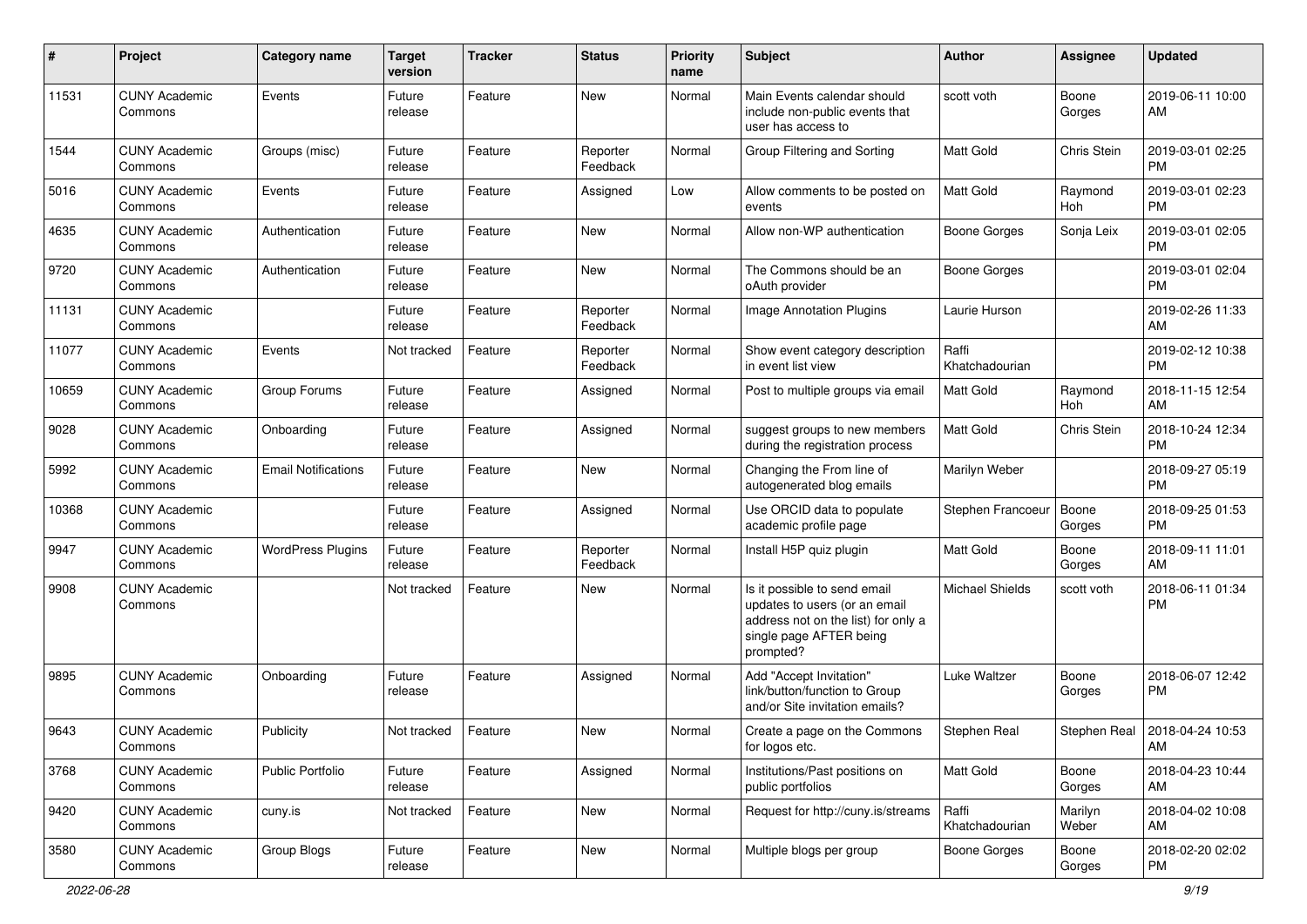| # | Project | Category name | Target version | Tracker | Status | Priority name | Subject | Author | Assignee | Updated |
|---|---|---|---|---|---|---|---|---|---|---|
| 11531 | CUNY Academic Commons | Events | Future release | Feature | New | Normal | Main Events calendar should include non-public events that user has access to | scott voth | Boone Gorges | 2019-06-11 10:00 AM |
| 1544 | CUNY Academic Commons | Groups (misc) | Future release | Feature | Reporter Feedback | Normal | Group Filtering and Sorting | Matt Gold | Chris Stein | 2019-03-01 02:25 PM |
| 5016 | CUNY Academic Commons | Events | Future release | Feature | Assigned | Low | Allow comments to be posted on events | Matt Gold | Raymond Hoh | 2019-03-01 02:23 PM |
| 4635 | CUNY Academic Commons | Authentication | Future release | Feature | New | Normal | Allow non-WP authentication | Boone Gorges | Sonja Leix | 2019-03-01 02:05 PM |
| 9720 | CUNY Academic Commons | Authentication | Future release | Feature | New | Normal | The Commons should be an oAuth provider | Boone Gorges | | 2019-03-01 02:04 PM |
| 11131 | CUNY Academic Commons | | Future release | Feature | Reporter Feedback | Normal | Image Annotation Plugins | Laurie Hurson | | 2019-02-26 11:33 AM |
| 11077 | CUNY Academic Commons | Events | Not tracked | Feature | Reporter Feedback | Normal | Show event category description in event list view | Raffi Khatchadourian | | 2019-02-12 10:38 PM |
| 10659 | CUNY Academic Commons | Group Forums | Future release | Feature | Assigned | Normal | Post to multiple groups via email | Matt Gold | Raymond Hoh | 2018-11-15 12:54 AM |
| 9028 | CUNY Academic Commons | Onboarding | Future release | Feature | Assigned | Normal | suggest groups to new members during the registration process | Matt Gold | Chris Stein | 2018-10-24 12:34 PM |
| 5992 | CUNY Academic Commons | Email Notifications | Future release | Feature | New | Normal | Changing the From line of autogenerated blog emails | Marilyn Weber | | 2018-09-27 05:19 PM |
| 10368 | CUNY Academic Commons | | Future release | Feature | Assigned | Normal | Use ORCID data to populate academic profile page | Stephen Francoeur | Boone Gorges | 2018-09-25 01:53 PM |
| 9947 | CUNY Academic Commons | WordPress Plugins | Future release | Feature | Reporter Feedback | Normal | Install H5P quiz plugin | Matt Gold | Boone Gorges | 2018-09-11 11:01 AM |
| 9908 | CUNY Academic Commons | | Not tracked | Feature | New | Normal | Is it possible to send email updates to users (or an email address not on the list) for only a single page AFTER being prompted? | Michael Shields | scott voth | 2018-06-11 01:34 PM |
| 9895 | CUNY Academic Commons | Onboarding | Future release | Feature | Assigned | Normal | Add "Accept Invitation" link/button/function to Group and/or Site invitation emails? | Luke Waltzer | Boone Gorges | 2018-06-07 12:42 PM |
| 9643 | CUNY Academic Commons | Publicity | Not tracked | Feature | New | Normal | Create a page on the Commons for logos etc. | Stephen Real | Stephen Real | 2018-04-24 10:53 AM |
| 3768 | CUNY Academic Commons | Public Portfolio | Future release | Feature | Assigned | Normal | Institutions/Past positions on public portfolios | Matt Gold | Boone Gorges | 2018-04-23 10:44 AM |
| 9420 | CUNY Academic Commons | cuny.is | Not tracked | Feature | New | Normal | Request for http://cuny.is/streams | Raffi Khatchadourian | Marilyn Weber | 2018-04-02 10:08 AM |
| 3580 | CUNY Academic Commons | Group Blogs | Future release | Feature | New | Normal | Multiple blogs per group | Boone Gorges | Boone Gorges | 2018-02-20 02:02 PM |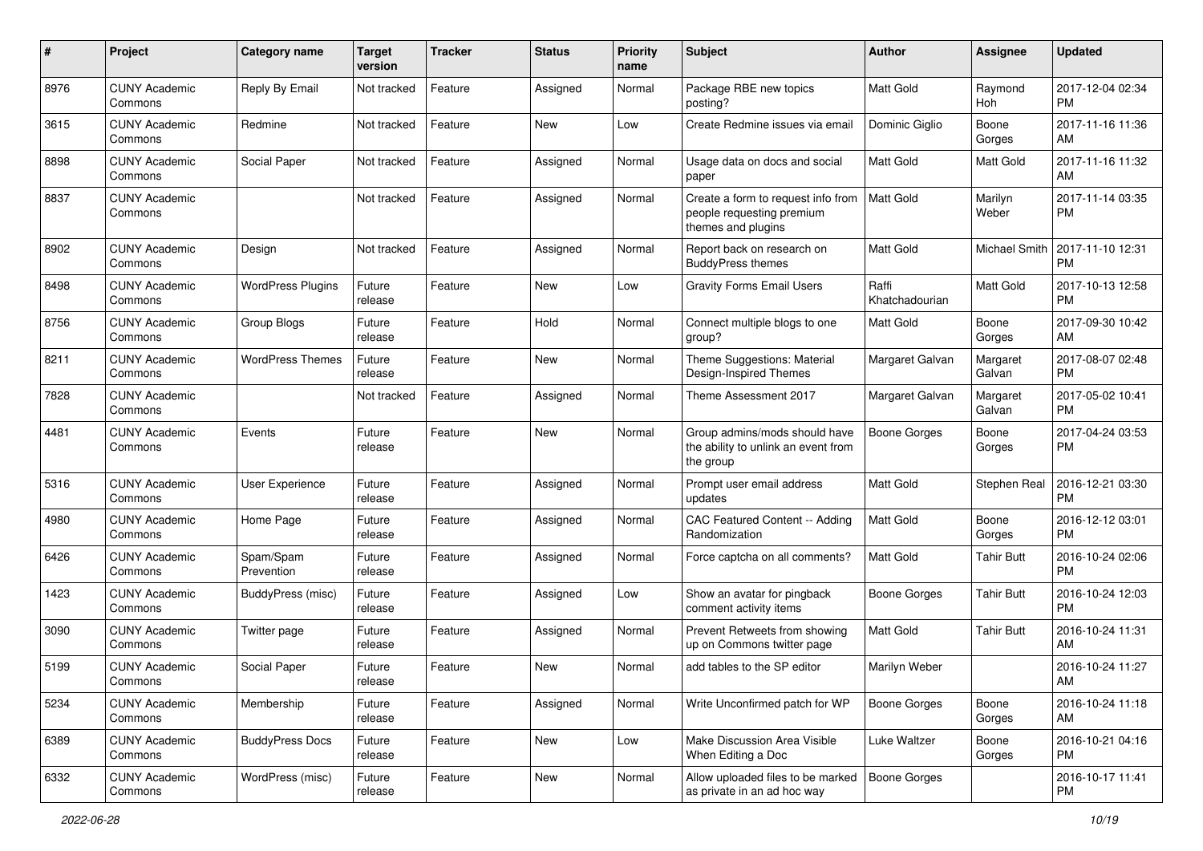| # | Project | Category name | Target version | Tracker | Status | Priority name | Subject | Author | Assignee | Updated |
|---|---|---|---|---|---|---|---|---|---|---|
| 8976 | CUNY Academic Commons | Reply By Email | Not tracked | Feature | Assigned | Normal | Package RBE new topics posting? | Matt Gold | Raymond Hoh | 2017-12-04 02:34 PM |
| 3615 | CUNY Academic Commons | Redmine | Not tracked | Feature | New | Low | Create Redmine issues via email | Dominic Giglio | Boone Gorges | 2017-11-16 11:36 AM |
| 8898 | CUNY Academic Commons | Social Paper | Not tracked | Feature | Assigned | Normal | Usage data on docs and social paper | Matt Gold | Matt Gold | 2017-11-16 11:32 AM |
| 8837 | CUNY Academic Commons | | Not tracked | Feature | Assigned | Normal | Create a form to request info from people requesting premium themes and plugins | Matt Gold | Marilyn Weber | 2017-11-14 03:35 PM |
| 8902 | CUNY Academic Commons | Design | Not tracked | Feature | Assigned | Normal | Report back on research on BuddyPress themes | Matt Gold | Michael Smith | 2017-11-10 12:31 PM |
| 8498 | CUNY Academic Commons | WordPress Plugins | Future release | Feature | New | Low | Gravity Forms Email Users | Raffi Khatchadourian | Matt Gold | 2017-10-13 12:58 PM |
| 8756 | CUNY Academic Commons | Group Blogs | Future release | Feature | Hold | Normal | Connect multiple blogs to one group? | Matt Gold | Boone Gorges | 2017-09-30 10:42 AM |
| 8211 | CUNY Academic Commons | WordPress Themes | Future release | Feature | New | Normal | Theme Suggestions: Material Design-Inspired Themes | Margaret Galvan | Margaret Galvan | 2017-08-07 02:48 PM |
| 7828 | CUNY Academic Commons | | Not tracked | Feature | Assigned | Normal | Theme Assessment 2017 | Margaret Galvan | Margaret Galvan | 2017-05-02 10:41 PM |
| 4481 | CUNY Academic Commons | Events | Future release | Feature | New | Normal | Group admins/mods should have the ability to unlink an event from the group | Boone Gorges | Boone Gorges | 2017-04-24 03:53 PM |
| 5316 | CUNY Academic Commons | User Experience | Future release | Feature | Assigned | Normal | Prompt user email address updates | Matt Gold | Stephen Real | 2016-12-21 03:30 PM |
| 4980 | CUNY Academic Commons | Home Page | Future release | Feature | Assigned | Normal | CAC Featured Content -- Adding Randomization | Matt Gold | Boone Gorges | 2016-12-12 03:01 PM |
| 6426 | CUNY Academic Commons | Spam/Spam Prevention | Future release | Feature | Assigned | Normal | Force captcha on all comments? | Matt Gold | Tahir Butt | 2016-10-24 02:06 PM |
| 1423 | CUNY Academic Commons | BuddyPress (misc) | Future release | Feature | Assigned | Low | Show an avatar for pingback comment activity items | Boone Gorges | Tahir Butt | 2016-10-24 12:03 PM |
| 3090 | CUNY Academic Commons | Twitter page | Future release | Feature | Assigned | Normal | Prevent Retweets from showing up on Commons twitter page | Matt Gold | Tahir Butt | 2016-10-24 11:31 AM |
| 5199 | CUNY Academic Commons | Social Paper | Future release | Feature | New | Normal | add tables to the SP editor | Marilyn Weber | | 2016-10-24 11:27 AM |
| 5234 | CUNY Academic Commons | Membership | Future release | Feature | Assigned | Normal | Write Unconfirmed patch for WP | Boone Gorges | Boone Gorges | 2016-10-24 11:18 AM |
| 6389 | CUNY Academic Commons | BuddyPress Docs | Future release | Feature | New | Low | Make Discussion Area Visible When Editing a Doc | Luke Waltzer | Boone Gorges | 2016-10-21 04:16 PM |
| 6332 | CUNY Academic Commons | WordPress (misc) | Future release | Feature | New | Normal | Allow uploaded files to be marked as private in an ad hoc way | Boone Gorges | | 2016-10-17 11:41 PM |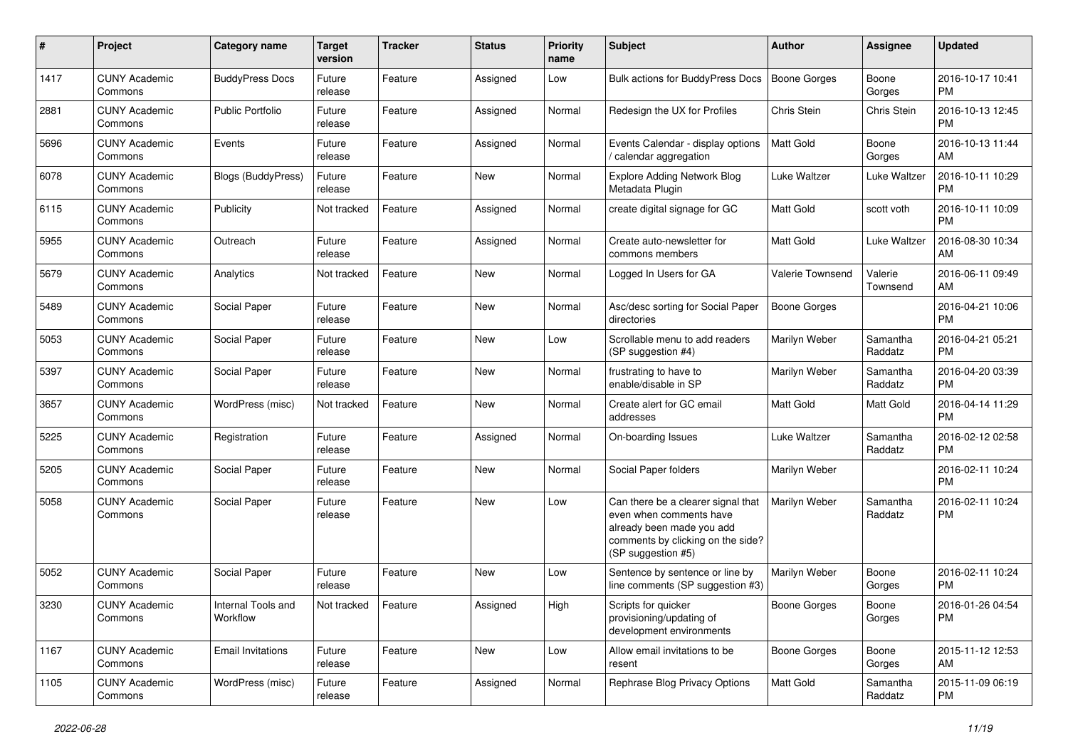| # | Project | Category name | Target version | Tracker | Status | Priority name | Subject | Author | Assignee | Updated |
|---|---|---|---|---|---|---|---|---|---|---|
| 1417 | CUNY Academic Commons | BuddyPress Docs | Future release | Feature | Assigned | Low | Bulk actions for BuddyPress Docs | Boone Gorges | Boone Gorges | 2016-10-17 10:41 PM |
| 2881 | CUNY Academic Commons | Public Portfolio | Future release | Feature | Assigned | Normal | Redesign the UX for Profiles | Chris Stein | Chris Stein | 2016-10-13 12:45 PM |
| 5696 | CUNY Academic Commons | Events | Future release | Feature | Assigned | Normal | Events Calendar - display options / calendar aggregation | Matt Gold | Boone Gorges | 2016-10-13 11:44 AM |
| 6078 | CUNY Academic Commons | Blogs (BuddyPress) | Future release | Feature | New | Normal | Explore Adding Network Blog Metadata Plugin | Luke Waltzer | Luke Waltzer | 2016-10-11 10:29 PM |
| 6115 | CUNY Academic Commons | Publicity | Not tracked | Feature | Assigned | Normal | create digital signage for GC | Matt Gold | scott voth | 2016-10-11 10:09 PM |
| 5955 | CUNY Academic Commons | Outreach | Future release | Feature | Assigned | Normal | Create auto-newsletter for commons members | Matt Gold | Luke Waltzer | 2016-08-30 10:34 AM |
| 5679 | CUNY Academic Commons | Analytics | Not tracked | Feature | New | Normal | Logged In Users for GA | Valerie Townsend | Valerie Townsend | 2016-06-11 09:49 AM |
| 5489 | CUNY Academic Commons | Social Paper | Future release | Feature | New | Normal | Asc/desc sorting for Social Paper directories | Boone Gorges | | 2016-04-21 10:06 PM |
| 5053 | CUNY Academic Commons | Social Paper | Future release | Feature | New | Low | Scrollable menu to add readers (SP suggestion #4) | Marilyn Weber | Samantha Raddatz | 2016-04-21 05:21 PM |
| 5397 | CUNY Academic Commons | Social Paper | Future release | Feature | New | Normal | frustrating to have to enable/disable in SP | Marilyn Weber | Samantha Raddatz | 2016-04-20 03:39 PM |
| 3657 | CUNY Academic Commons | WordPress (misc) | Not tracked | Feature | New | Normal | Create alert for GC email addresses | Matt Gold | Matt Gold | 2016-04-14 11:29 PM |
| 5225 | CUNY Academic Commons | Registration | Future release | Feature | Assigned | Normal | On-boarding Issues | Luke Waltzer | Samantha Raddatz | 2016-02-12 02:58 PM |
| 5205 | CUNY Academic Commons | Social Paper | Future release | Feature | New | Normal | Social Paper folders | Marilyn Weber | | 2016-02-11 10:24 PM |
| 5058 | CUNY Academic Commons | Social Paper | Future release | Feature | New | Low | Can there be a clearer signal that even when comments have already been made you add comments by clicking on the side? (SP suggestion #5) | Marilyn Weber | Samantha Raddatz | 2016-02-11 10:24 PM |
| 5052 | CUNY Academic Commons | Social Paper | Future release | Feature | New | Low | Sentence by sentence or line by line comments (SP suggestion #3) | Marilyn Weber | Boone Gorges | 2016-02-11 10:24 PM |
| 3230 | CUNY Academic Commons | Internal Tools and Workflow | Not tracked | Feature | Assigned | High | Scripts for quicker provisioning/updating of development environments | Boone Gorges | Boone Gorges | 2016-01-26 04:54 PM |
| 1167 | CUNY Academic Commons | Email Invitations | Future release | Feature | New | Low | Allow email invitations to be resent | Boone Gorges | Boone Gorges | 2015-11-12 12:53 AM |
| 1105 | CUNY Academic Commons | WordPress (misc) | Future release | Feature | Assigned | Normal | Rephrase Blog Privacy Options | Matt Gold | Samantha Raddatz | 2015-11-09 06:19 PM |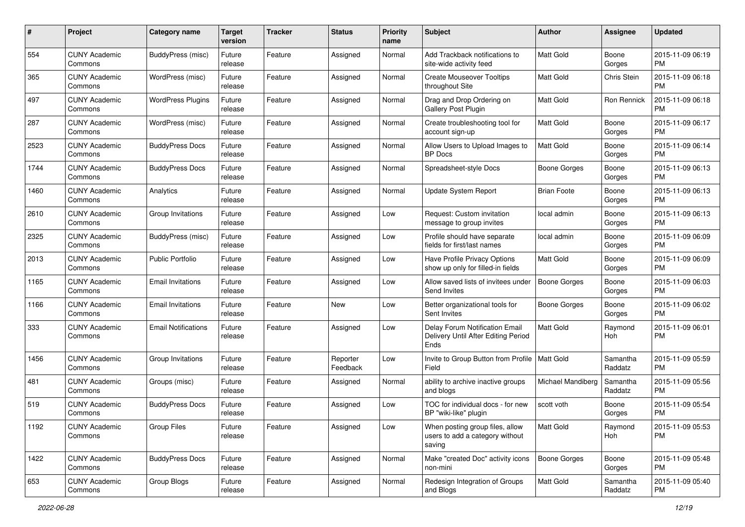| # | Project | Category name | Target version | Tracker | Status | Priority name | Subject | Author | Assignee | Updated |
|---|---|---|---|---|---|---|---|---|---|---|
| 554 | CUNY Academic Commons | BuddyPress (misc) | Future release | Feature | Assigned | Normal | Add Trackback notifications to site-wide activity feed | Matt Gold | Boone Gorges | 2015-11-09 06:19 PM |
| 365 | CUNY Academic Commons | WordPress (misc) | Future release | Feature | Assigned | Normal | Create Mouseover Tooltips throughout Site | Matt Gold | Chris Stein | 2015-11-09 06:18 PM |
| 497 | CUNY Academic Commons | WordPress Plugins | Future release | Feature | Assigned | Normal | Drag and Drop Ordering on Gallery Post Plugin | Matt Gold | Ron Rennick | 2015-11-09 06:18 PM |
| 287 | CUNY Academic Commons | WordPress (misc) | Future release | Feature | Assigned | Normal | Create troubleshooting tool for account sign-up | Matt Gold | Boone Gorges | 2015-11-09 06:17 PM |
| 2523 | CUNY Academic Commons | BuddyPress Docs | Future release | Feature | Assigned | Normal | Allow Users to Upload Images to BP Docs | Matt Gold | Boone Gorges | 2015-11-09 06:14 PM |
| 1744 | CUNY Academic Commons | BuddyPress Docs | Future release | Feature | Assigned | Normal | Spreadsheet-style Docs | Boone Gorges | Boone Gorges | 2015-11-09 06:13 PM |
| 1460 | CUNY Academic Commons | Analytics | Future release | Feature | Assigned | Normal | Update System Report | Brian Foote | Boone Gorges | 2015-11-09 06:13 PM |
| 2610 | CUNY Academic Commons | Group Invitations | Future release | Feature | Assigned | Low | Request: Custom invitation message to group invites | local admin | Boone Gorges | 2015-11-09 06:13 PM |
| 2325 | CUNY Academic Commons | BuddyPress (misc) | Future release | Feature | Assigned | Low | Profile should have separate fields for first/last names | local admin | Boone Gorges | 2015-11-09 06:09 PM |
| 2013 | CUNY Academic Commons | Public Portfolio | Future release | Feature | Assigned | Low | Have Profile Privacy Options show up only for filled-in fields | Matt Gold | Boone Gorges | 2015-11-09 06:09 PM |
| 1165 | CUNY Academic Commons | Email Invitations | Future release | Feature | Assigned | Low | Allow saved lists of invitees under Send Invites | Boone Gorges | Boone Gorges | 2015-11-09 06:03 PM |
| 1166 | CUNY Academic Commons | Email Invitations | Future release | Feature | New | Low | Better organizational tools for Sent Invites | Boone Gorges | Boone Gorges | 2015-11-09 06:02 PM |
| 333 | CUNY Academic Commons | Email Notifications | Future release | Feature | Assigned | Low | Delay Forum Notification Email Delivery Until After Editing Period Ends | Matt Gold | Raymond Hoh | 2015-11-09 06:01 PM |
| 1456 | CUNY Academic Commons | Group Invitations | Future release | Feature | Reporter Feedback | Low | Invite to Group Button from Profile Field | Matt Gold | Samantha Raddatz | 2015-11-09 05:59 PM |
| 481 | CUNY Academic Commons | Groups (misc) | Future release | Feature | Assigned | Normal | ability to archive inactive groups and blogs | Michael Mandiberg | Samantha Raddatz | 2015-11-09 05:56 PM |
| 519 | CUNY Academic Commons | BuddyPress Docs | Future release | Feature | Assigned | Low | TOC for individual docs - for new BP "wiki-like" plugin | scott voth | Boone Gorges | 2015-11-09 05:54 PM |
| 1192 | CUNY Academic Commons | Group Files | Future release | Feature | Assigned | Low | When posting group files, allow users to add a category without saving | Matt Gold | Raymond Hoh | 2015-11-09 05:53 PM |
| 1422 | CUNY Academic Commons | BuddyPress Docs | Future release | Feature | Assigned | Normal | Make "created Doc" activity icons non-mini | Boone Gorges | Boone Gorges | 2015-11-09 05:48 PM |
| 653 | CUNY Academic Commons | Group Blogs | Future release | Feature | Assigned | Normal | Redesign Integration of Groups and Blogs | Matt Gold | Samantha Raddatz | 2015-11-09 05:40 PM |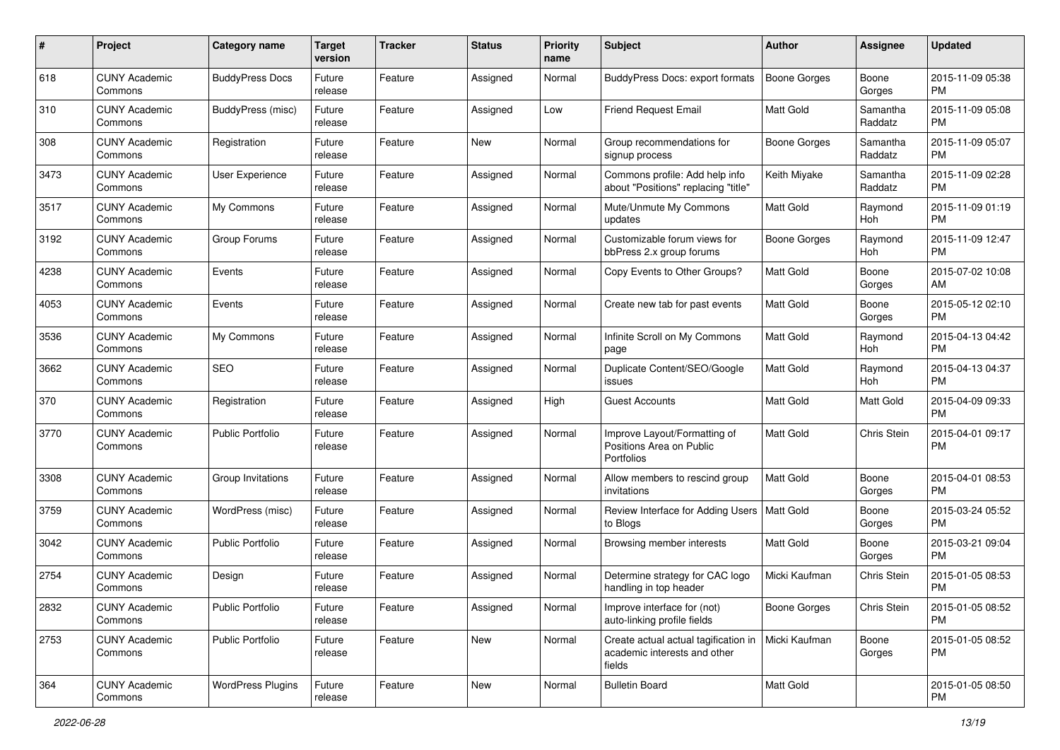| # | Project | Category name | Target version | Tracker | Status | Priority name | Subject | Author | Assignee | Updated |
|---|---|---|---|---|---|---|---|---|---|---|
| 618 | CUNY Academic Commons | BuddyPress Docs | Future release | Feature | Assigned | Normal | BuddyPress Docs: export formats | Boone Gorges | Boone Gorges | 2015-11-09 05:38 PM |
| 310 | CUNY Academic Commons | BuddyPress (misc) | Future release | Feature | Assigned | Low | Friend Request Email | Matt Gold | Samantha Raddatz | 2015-11-09 05:08 PM |
| 308 | CUNY Academic Commons | Registration | Future release | Feature | New | Normal | Group recommendations for signup process | Boone Gorges | Samantha Raddatz | 2015-11-09 05:07 PM |
| 3473 | CUNY Academic Commons | User Experience | Future release | Feature | Assigned | Normal | Commons profile: Add help info about "Positions" replacing "title" | Keith Miyake | Samantha Raddatz | 2015-11-09 02:28 PM |
| 3517 | CUNY Academic Commons | My Commons | Future release | Feature | Assigned | Normal | Mute/Unmute My Commons updates | Matt Gold | Raymond Hoh | 2015-11-09 01:19 PM |
| 3192 | CUNY Academic Commons | Group Forums | Future release | Feature | Assigned | Normal | Customizable forum views for bbPress 2.x group forums | Boone Gorges | Raymond Hoh | 2015-11-09 12:47 PM |
| 4238 | CUNY Academic Commons | Events | Future release | Feature | Assigned | Normal | Copy Events to Other Groups? | Matt Gold | Boone Gorges | 2015-07-02 10:08 AM |
| 4053 | CUNY Academic Commons | Events | Future release | Feature | Assigned | Normal | Create new tab for past events | Matt Gold | Boone Gorges | 2015-05-12 02:10 PM |
| 3536 | CUNY Academic Commons | My Commons | Future release | Feature | Assigned | Normal | Infinite Scroll on My Commons page | Matt Gold | Raymond Hoh | 2015-04-13 04:42 PM |
| 3662 | CUNY Academic Commons | SEO | Future release | Feature | Assigned | Normal | Duplicate Content/SEO/Google issues | Matt Gold | Raymond Hoh | 2015-04-13 04:37 PM |
| 370 | CUNY Academic Commons | Registration | Future release | Feature | Assigned | High | Guest Accounts | Matt Gold | Matt Gold | 2015-04-09 09:33 PM |
| 3770 | CUNY Academic Commons | Public Portfolio | Future release | Feature | Assigned | Normal | Improve Layout/Formatting of Positions Area on Public Portfolios | Matt Gold | Chris Stein | 2015-04-01 09:17 PM |
| 3308 | CUNY Academic Commons | Group Invitations | Future release | Feature | Assigned | Normal | Allow members to rescind group invitations | Matt Gold | Boone Gorges | 2015-04-01 08:53 PM |
| 3759 | CUNY Academic Commons | WordPress (misc) | Future release | Feature | Assigned | Normal | Review Interface for Adding Users to Blogs | Matt Gold | Boone Gorges | 2015-03-24 05:52 PM |
| 3042 | CUNY Academic Commons | Public Portfolio | Future release | Feature | Assigned | Normal | Browsing member interests | Matt Gold | Boone Gorges | 2015-03-21 09:04 PM |
| 2754 | CUNY Academic Commons | Design | Future release | Feature | Assigned | Normal | Determine strategy for CAC logo handling in top header | Micki Kaufman | Chris Stein | 2015-01-05 08:53 PM |
| 2832 | CUNY Academic Commons | Public Portfolio | Future release | Feature | Assigned | Normal | Improve interface for (not) auto-linking profile fields | Boone Gorges | Chris Stein | 2015-01-05 08:52 PM |
| 2753 | CUNY Academic Commons | Public Portfolio | Future release | Feature | New | Normal | Create actual actual tagification in academic interests and other fields | Micki Kaufman | Boone Gorges | 2015-01-05 08:52 PM |
| 364 | CUNY Academic Commons | WordPress Plugins | Future release | Feature | New | Normal | Bulletin Board | Matt Gold | | 2015-01-05 08:50 PM |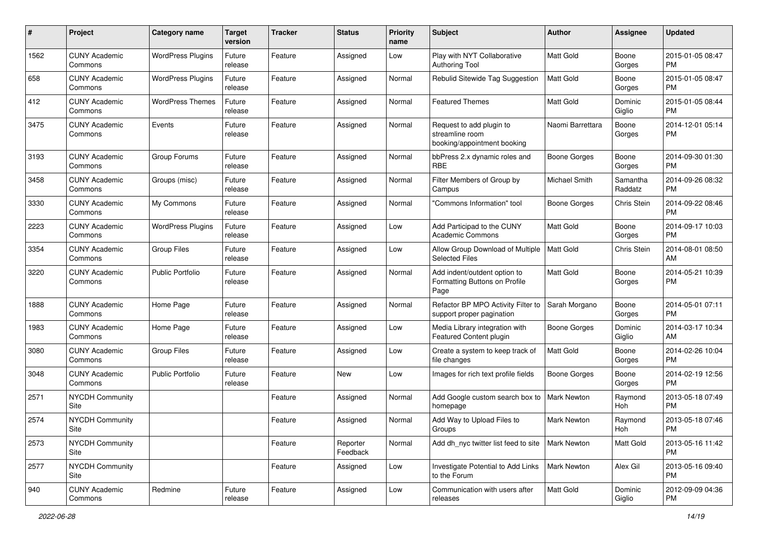| # | Project | Category name | Target version | Tracker | Status | Priority name | Subject | Author | Assignee | Updated |
|---|---|---|---|---|---|---|---|---|---|---|
| 1562 | CUNY Academic Commons | WordPress Plugins | Future release | Feature | Assigned | Low | Play with NYT Collaborative Authoring Tool | Matt Gold | Boone Gorges | 2015-01-05 08:47 PM |
| 658 | CUNY Academic Commons | WordPress Plugins | Future release | Feature | Assigned | Normal | Rebulid Sitewide Tag Suggestion | Matt Gold | Boone Gorges | 2015-01-05 08:47 PM |
| 412 | CUNY Academic Commons | WordPress Themes | Future release | Feature | Assigned | Normal | Featured Themes | Matt Gold | Dominic Giglio | 2015-01-05 08:44 PM |
| 3475 | CUNY Academic Commons | Events | Future release | Feature | Assigned | Normal | Request to add plugin to streamline room booking/appointment booking | Naomi Barrettara | Boone Gorges | 2014-12-01 05:14 PM |
| 3193 | CUNY Academic Commons | Group Forums | Future release | Feature | Assigned | Normal | bbPress 2.x dynamic roles and RBE | Boone Gorges | Boone Gorges | 2014-09-30 01:30 PM |
| 3458 | CUNY Academic Commons | Groups (misc) | Future release | Feature | Assigned | Normal | Filter Members of Group by Campus | Michael Smith | Samantha Raddatz | 2014-09-26 08:32 PM |
| 3330 | CUNY Academic Commons | My Commons | Future release | Feature | Assigned | Normal | "Commons Information" tool | Boone Gorges | Chris Stein | 2014-09-22 08:46 PM |
| 2223 | CUNY Academic Commons | WordPress Plugins | Future release | Feature | Assigned | Low | Add Participad to the CUNY Academic Commons | Matt Gold | Boone Gorges | 2014-09-17 10:03 PM |
| 3354 | CUNY Academic Commons | Group Files | Future release | Feature | Assigned | Low | Allow Group Download of Multiple Selected Files | Matt Gold | Chris Stein | 2014-08-01 08:50 AM |
| 3220 | CUNY Academic Commons | Public Portfolio | Future release | Feature | Assigned | Normal | Add indent/outdent option to Formatting Buttons on Profile Page | Matt Gold | Boone Gorges | 2014-05-21 10:39 PM |
| 1888 | CUNY Academic Commons | Home Page | Future release | Feature | Assigned | Normal | Refactor BP MPO Activity Filter to support proper pagination | Sarah Morgano | Boone Gorges | 2014-05-01 07:11 PM |
| 1983 | CUNY Academic Commons | Home Page | Future release | Feature | Assigned | Low | Media Library integration with Featured Content plugin | Boone Gorges | Dominic Giglio | 2014-03-17 10:34 AM |
| 3080 | CUNY Academic Commons | Group Files | Future release | Feature | Assigned | Low | Create a system to keep track of file changes | Matt Gold | Boone Gorges | 2014-02-26 10:04 PM |
| 3048 | CUNY Academic Commons | Public Portfolio | Future release | Feature | New | Low | Images for rich text profile fields | Boone Gorges | Boone Gorges | 2014-02-19 12:56 PM |
| 2571 | NYCDH Community Site | | | Feature | Assigned | Normal | Add Google custom search box to homepage | Mark Newton | Raymond Hoh | 2013-05-18 07:49 PM |
| 2574 | NYCDH Community Site | | | Feature | Assigned | Normal | Add Way to Upload Files to Groups | Mark Newton | Raymond Hoh | 2013-05-18 07:46 PM |
| 2573 | NYCDH Community Site | | | Feature | Reporter Feedback | Normal | Add dh_nyc twitter list feed to site | Mark Newton | Matt Gold | 2013-05-16 11:42 PM |
| 2577 | NYCDH Community Site | | | Feature | Assigned | Low | Investigate Potential to Add Links to the Forum | Mark Newton | Alex Gil | 2013-05-16 09:40 PM |
| 940 | CUNY Academic Commons | Redmine | Future release | Feature | Assigned | Low | Communication with users after releases | Matt Gold | Dominic Giglio | 2012-09-09 04:36 PM |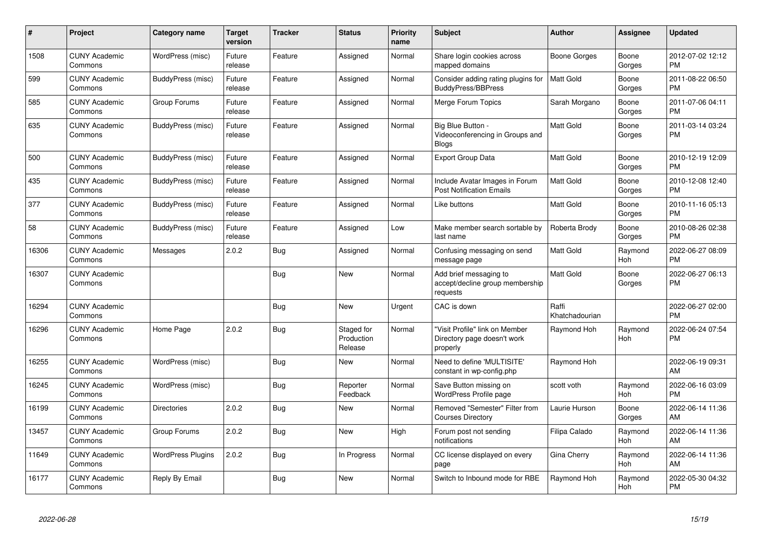| # | Project | Category name | Target version | Tracker | Status | Priority name | Subject | Author | Assignee | Updated |
|---|---|---|---|---|---|---|---|---|---|---|
| 1508 | CUNY Academic Commons | WordPress (misc) | Future release | Feature | Assigned | Normal | Share login cookies across mapped domains | Boone Gorges | Boone Gorges | 2012-07-02 12:12 PM |
| 599 | CUNY Academic Commons | BuddyPress (misc) | Future release | Feature | Assigned | Normal | Consider adding rating plugins for BuddyPress/BBPress | Matt Gold | Boone Gorges | 2011-08-22 06:50 PM |
| 585 | CUNY Academic Commons | Group Forums | Future release | Feature | Assigned | Normal | Merge Forum Topics | Sarah Morgano | Boone Gorges | 2011-07-06 04:11 PM |
| 635 | CUNY Academic Commons | BuddyPress (misc) | Future release | Feature | Assigned | Normal | Big Blue Button - Videoconferencing in Groups and Blogs | Matt Gold | Boone Gorges | 2011-03-14 03:24 PM |
| 500 | CUNY Academic Commons | BuddyPress (misc) | Future release | Feature | Assigned | Normal | Export Group Data | Matt Gold | Boone Gorges | 2010-12-19 12:09 PM |
| 435 | CUNY Academic Commons | BuddyPress (misc) | Future release | Feature | Assigned | Normal | Include Avatar Images in Forum Post Notification Emails | Matt Gold | Boone Gorges | 2010-12-08 12:40 PM |
| 377 | CUNY Academic Commons | BuddyPress (misc) | Future release | Feature | Assigned | Normal | Like buttons | Matt Gold | Boone Gorges | 2010-11-16 05:13 PM |
| 58 | CUNY Academic Commons | BuddyPress (misc) | Future release | Feature | Assigned | Low | Make member search sortable by last name | Roberta Brody | Boone Gorges | 2010-08-26 02:38 PM |
| 16306 | CUNY Academic Commons | Messages | 2.0.2 | Bug | Assigned | Normal | Confusing messaging on send message page | Matt Gold | Raymond Hoh | 2022-06-27 08:09 PM |
| 16307 | CUNY Academic Commons | | | Bug | New | Normal | Add brief messaging to accept/decline group membership requests | Matt Gold | Boone Gorges | 2022-06-27 06:13 PM |
| 16294 | CUNY Academic Commons | | | Bug | New | Urgent | CAC is down | Raffi Khatchadourian | | 2022-06-27 02:00 PM |
| 16296 | CUNY Academic Commons | Home Page | 2.0.2 | Bug | Staged for Production Release | Normal | "Visit Profile" link on Member Directory page doesn't work properly | Raymond Hoh | Raymond Hoh | 2022-06-24 07:54 PM |
| 16255 | CUNY Academic Commons | WordPress (misc) | | Bug | New | Normal | Need to define 'MULTISITE' constant in wp-config.php | Raymond Hoh | | 2022-06-19 09:31 AM |
| 16245 | CUNY Academic Commons | WordPress (misc) | | Bug | Reporter Feedback | Normal | Save Button missing on WordPress Profile page | scott voth | Raymond Hoh | 2022-06-16 03:09 PM |
| 16199 | CUNY Academic Commons | Directories | 2.0.2 | Bug | New | Normal | Removed "Semester" Filter from Courses Directory | Laurie Hurson | Boone Gorges | 2022-06-14 11:36 AM |
| 13457 | CUNY Academic Commons | Group Forums | 2.0.2 | Bug | New | High | Forum post not sending notifications | Filipa Calado | Raymond Hoh | 2022-06-14 11:36 AM |
| 11649 | CUNY Academic Commons | WordPress Plugins | 2.0.2 | Bug | In Progress | Normal | CC license displayed on every page | Gina Cherry | Raymond Hoh | 2022-06-14 11:36 AM |
| 16177 | CUNY Academic Commons | Reply By Email | | Bug | New | Normal | Switch to Inbound mode for RBE | Raymond Hoh | Raymond Hoh | 2022-05-30 04:32 PM |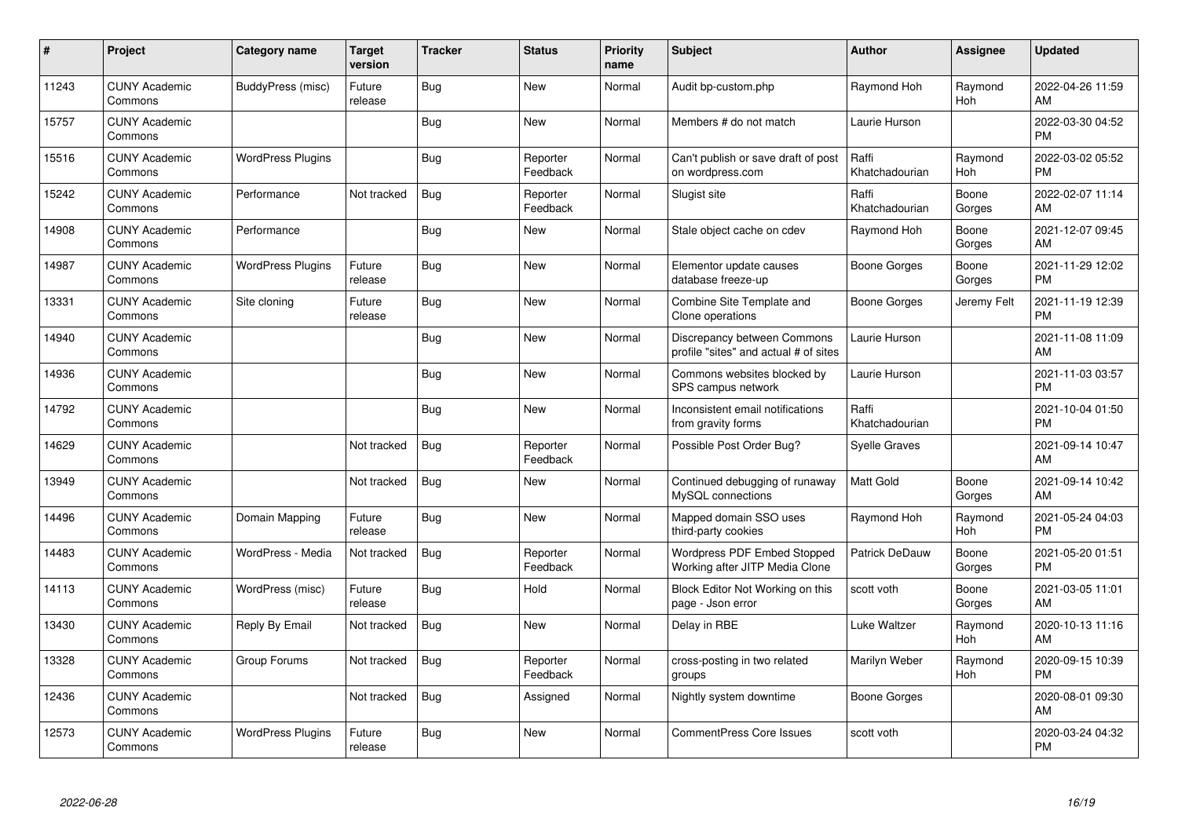| # | Project | Category name | Target version | Tracker | Status | Priority name | Subject | Author | Assignee | Updated |
|---|---|---|---|---|---|---|---|---|---|---|
| 11243 | CUNY Academic Commons | BuddyPress (misc) | Future release | Bug | New | Normal | Audit bp-custom.php | Raymond Hoh | Raymond Hoh | 2022-04-26 11:59 AM |
| 15757 | CUNY Academic Commons | | | Bug | New | Normal | Members # do not match | Laurie Hurson | | 2022-03-30 04:52 PM |
| 15516 | CUNY Academic Commons | WordPress Plugins | | Bug | Reporter Feedback | Normal | Can't publish or save draft of post on wordpress.com | Raffi Khatchadourian | Raymond Hoh | 2022-03-02 05:52 PM |
| 15242 | CUNY Academic Commons | Performance | Not tracked | Bug | Reporter Feedback | Normal | Slugist site | Raffi Khatchadourian | Boone Gorges | 2022-02-07 11:14 AM |
| 14908 | CUNY Academic Commons | Performance | | Bug | New | Normal | Stale object cache on cdev | Raymond Hoh | Boone Gorges | 2021-12-07 09:45 AM |
| 14987 | CUNY Academic Commons | WordPress Plugins | Future release | Bug | New | Normal | Elementor update causes database freeze-up | Boone Gorges | Boone Gorges | 2021-11-29 12:02 PM |
| 13331 | CUNY Academic Commons | Site cloning | Future release | Bug | New | Normal | Combine Site Template and Clone operations | Boone Gorges | Jeremy Felt | 2021-11-19 12:39 PM |
| 14940 | CUNY Academic Commons | | | Bug | New | Normal | Discrepancy between Commons profile "sites" and actual # of sites | Laurie Hurson | | 2021-11-08 11:09 AM |
| 14936 | CUNY Academic Commons | | | Bug | New | Normal | Commons websites blocked by SPS campus network | Laurie Hurson | | 2021-11-03 03:57 PM |
| 14792 | CUNY Academic Commons | | | Bug | New | Normal | Inconsistent email notifications from gravity forms | Raffi Khatchadourian | | 2021-10-04 01:50 PM |
| 14629 | CUNY Academic Commons | | Not tracked | Bug | Reporter Feedback | Normal | Possible Post Order Bug? | Syelle Graves | | 2021-09-14 10:47 AM |
| 13949 | CUNY Academic Commons | | Not tracked | Bug | New | Normal | Continued debugging of runaway MySQL connections | Matt Gold | Boone Gorges | 2021-09-14 10:42 AM |
| 14496 | CUNY Academic Commons | Domain Mapping | Future release | Bug | New | Normal | Mapped domain SSO uses third-party cookies | Raymond Hoh | Raymond Hoh | 2021-05-24 04:03 PM |
| 14483 | CUNY Academic Commons | WordPress - Media | Not tracked | Bug | Reporter Feedback | Normal | Wordpress PDF Embed Stopped Working after JITP Media Clone | Patrick DeDauw | Boone Gorges | 2021-05-20 01:51 PM |
| 14113 | CUNY Academic Commons | WordPress (misc) | Future release | Bug | Hold | Normal | Block Editor Not Working on this page - Json error | scott voth | Boone Gorges | 2021-03-05 11:01 AM |
| 13430 | CUNY Academic Commons | Reply By Email | Not tracked | Bug | New | Normal | Delay in RBE | Luke Waltzer | Raymond Hoh | 2020-10-13 11:16 AM |
| 13328 | CUNY Academic Commons | Group Forums | Not tracked | Bug | Reporter Feedback | Normal | cross-posting in two related groups | Marilyn Weber | Raymond Hoh | 2020-09-15 10:39 PM |
| 12436 | CUNY Academic Commons | | Not tracked | Bug | Assigned | Normal | Nightly system downtime | Boone Gorges | | 2020-08-01 09:30 AM |
| 12573 | CUNY Academic Commons | WordPress Plugins | Future release | Bug | New | Normal | CommentPress Core Issues | scott voth | | 2020-03-24 04:32 PM |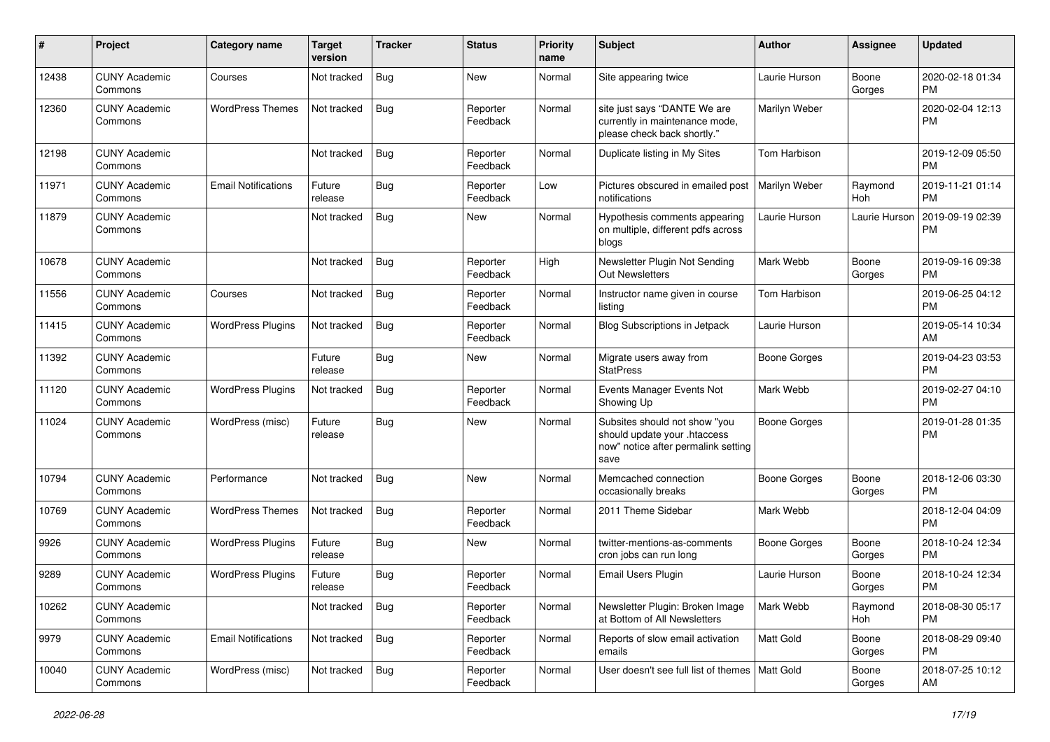| # | Project | Category name | Target version | Tracker | Status | Priority name | Subject | Author | Assignee | Updated |
|---|---|---|---|---|---|---|---|---|---|---|
| 12438 | CUNY Academic Commons | Courses | Not tracked | Bug | New | Normal | Site appearing twice | Laurie Hurson | Boone Gorges | 2020-02-18 01:34 PM |
| 12360 | CUNY Academic Commons | WordPress Themes | Not tracked | Bug | Reporter Feedback | Normal | site just says "DANTE We are currently in maintenance mode, please check back shortly." | Marilyn Weber | | 2020-02-04 12:13 PM |
| 12198 | CUNY Academic Commons | | Not tracked | Bug | Reporter Feedback | Normal | Duplicate listing in My Sites | Tom Harbison | | 2019-12-09 05:50 PM |
| 11971 | CUNY Academic Commons | Email Notifications | Future release | Bug | Reporter Feedback | Low | Pictures obscured in emailed post notifications | Marilyn Weber | Raymond Hoh | 2019-11-21 01:14 PM |
| 11879 | CUNY Academic Commons | | Not tracked | Bug | New | Normal | Hypothesis comments appearing on multiple, different pdfs across blogs | Laurie Hurson | Laurie Hurson | 2019-09-19 02:39 PM |
| 10678 | CUNY Academic Commons | | Not tracked | Bug | Reporter Feedback | High | Newsletter Plugin Not Sending Out Newsletters | Mark Webb | Boone Gorges | 2019-09-16 09:38 PM |
| 11556 | CUNY Academic Commons | Courses | Not tracked | Bug | Reporter Feedback | Normal | Instructor name given in course listing | Tom Harbison | | 2019-06-25 04:12 PM |
| 11415 | CUNY Academic Commons | WordPress Plugins | Not tracked | Bug | Reporter Feedback | Normal | Blog Subscriptions in Jetpack | Laurie Hurson | | 2019-05-14 10:34 AM |
| 11392 | CUNY Academic Commons | | Future release | Bug | New | Normal | Migrate users away from StatPress | Boone Gorges | | 2019-04-23 03:53 PM |
| 11120 | CUNY Academic Commons | WordPress Plugins | Not tracked | Bug | Reporter Feedback | Normal | Events Manager Events Not Showing Up | Mark Webb | | 2019-02-27 04:10 PM |
| 11024 | CUNY Academic Commons | WordPress (misc) | Future release | Bug | New | Normal | Subsites should not show "you should update your .htaccess now" notice after permalink setting save | Boone Gorges | | 2019-01-28 01:35 PM |
| 10794 | CUNY Academic Commons | Performance | Not tracked | Bug | New | Normal | Memcached connection occasionally breaks | Boone Gorges | Boone Gorges | 2018-12-06 03:30 PM |
| 10769 | CUNY Academic Commons | WordPress Themes | Not tracked | Bug | Reporter Feedback | Normal | 2011 Theme Sidebar | Mark Webb | | 2018-12-04 04:09 PM |
| 9926 | CUNY Academic Commons | WordPress Plugins | Future release | Bug | New | Normal | twitter-mentions-as-comments cron jobs can run long | Boone Gorges | Boone Gorges | 2018-10-24 12:34 PM |
| 9289 | CUNY Academic Commons | WordPress Plugins | Future release | Bug | Reporter Feedback | Normal | Email Users Plugin | Laurie Hurson | Boone Gorges | 2018-10-24 12:34 PM |
| 10262 | CUNY Academic Commons | | Not tracked | Bug | Reporter Feedback | Normal | Newsletter Plugin: Broken Image at Bottom of All Newsletters | Mark Webb | Raymond Hoh | 2018-08-30 05:17 PM |
| 9979 | CUNY Academic Commons | Email Notifications | Not tracked | Bug | Reporter Feedback | Normal | Reports of slow email activation emails | Matt Gold | Boone Gorges | 2018-08-29 09:40 PM |
| 10040 | CUNY Academic Commons | WordPress (misc) | Not tracked | Bug | Reporter Feedback | Normal | User doesn't see full list of themes | Matt Gold | Boone Gorges | 2018-07-25 10:12 AM |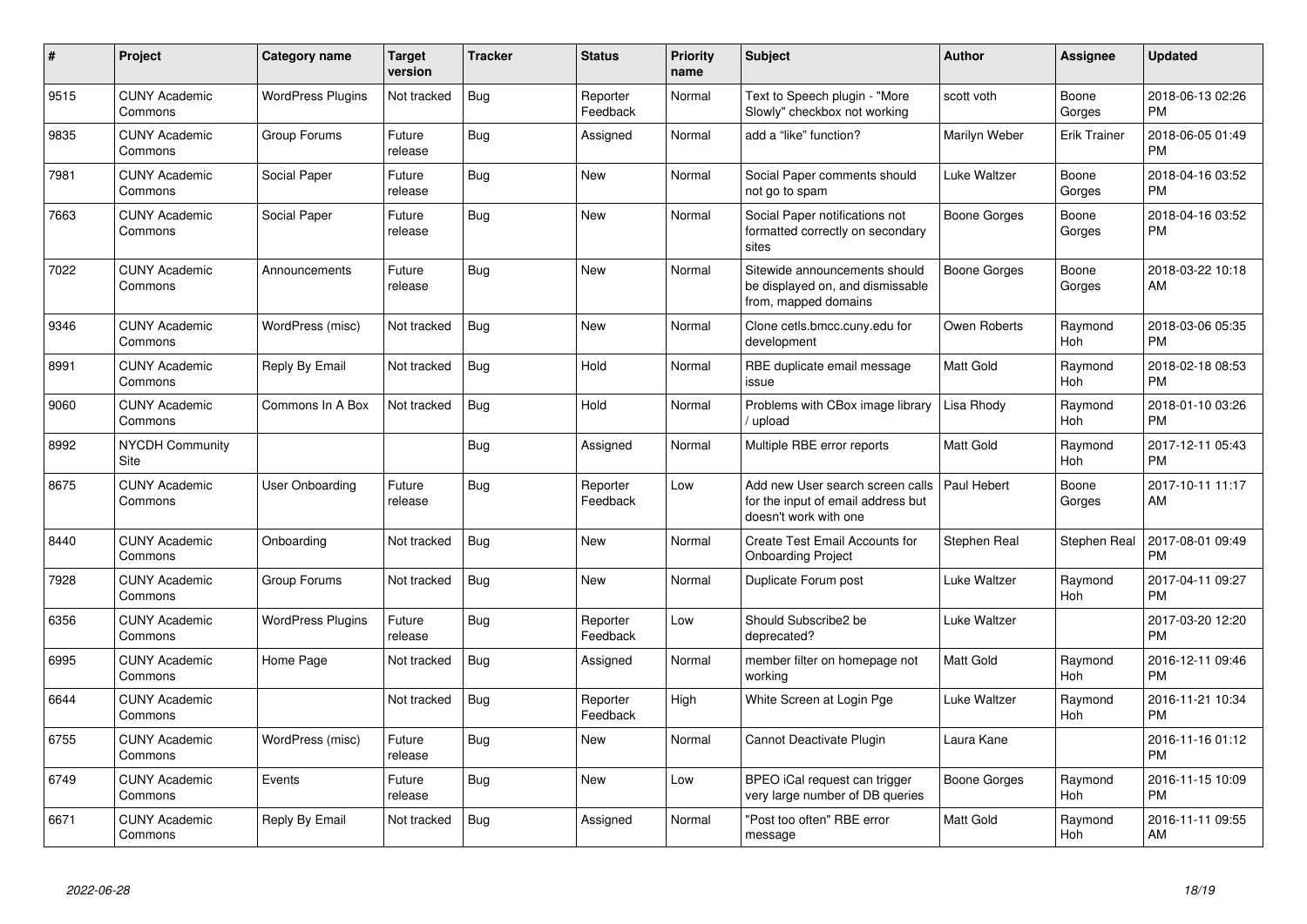| # | Project | Category name | Target version | Tracker | Status | Priority name | Subject | Author | Assignee | Updated |
|---|---|---|---|---|---|---|---|---|---|---|
| 9515 | CUNY Academic Commons | WordPress Plugins | Not tracked | Bug | Reporter Feedback | Normal | Text to Speech plugin - "More Slowly" checkbox not working | scott voth | Boone Gorges | 2018-06-13 02:26 PM |
| 9835 | CUNY Academic Commons | Group Forums | Future release | Bug | Assigned | Normal | add a "like" function? | Marilyn Weber | Erik Trainer | 2018-06-05 01:49 PM |
| 7981 | CUNY Academic Commons | Social Paper | Future release | Bug | New | Normal | Social Paper comments should not go to spam | Luke Waltzer | Boone Gorges | 2018-04-16 03:52 PM |
| 7663 | CUNY Academic Commons | Social Paper | Future release | Bug | New | Normal | Social Paper notifications not formatted correctly on secondary sites | Boone Gorges | Boone Gorges | 2018-04-16 03:52 PM |
| 7022 | CUNY Academic Commons | Announcements | Future release | Bug | New | Normal | Sitewide announcements should be displayed on, and dismissable from, mapped domains | Boone Gorges | Boone Gorges | 2018-03-22 10:18 AM |
| 9346 | CUNY Academic Commons | WordPress (misc) | Not tracked | Bug | New | Normal | Clone cetls.bmcc.cuny.edu for development | Owen Roberts | Raymond Hoh | 2018-03-06 05:35 PM |
| 8991 | CUNY Academic Commons | Reply By Email | Not tracked | Bug | Hold | Normal | RBE duplicate email message issue | Matt Gold | Raymond Hoh | 2018-02-18 08:53 PM |
| 9060 | CUNY Academic Commons | Commons In A Box | Not tracked | Bug | Hold | Normal | Problems with CBox image library / upload | Lisa Rhody | Raymond Hoh | 2018-01-10 03:26 PM |
| 8992 | NYCDH Community Site | | | Bug | Assigned | Normal | Multiple RBE error reports | Matt Gold | Raymond Hoh | 2017-12-11 05:43 PM |
| 8675 | CUNY Academic Commons | User Onboarding | Future release | Bug | Reporter Feedback | Low | Add new User search screen calls for the input of email address but doesn't work with one | Paul Hebert | Boone Gorges | 2017-10-11 11:17 AM |
| 8440 | CUNY Academic Commons | Onboarding | Not tracked | Bug | New | Normal | Create Test Email Accounts for Onboarding Project | Stephen Real | Stephen Real | 2017-08-01 09:49 PM |
| 7928 | CUNY Academic Commons | Group Forums | Not tracked | Bug | New | Normal | Duplicate Forum post | Luke Waltzer | Raymond Hoh | 2017-04-11 09:27 PM |
| 6356 | CUNY Academic Commons | WordPress Plugins | Future release | Bug | Reporter Feedback | Low | Should Subscribe2 be deprecated? | Luke Waltzer | | 2017-03-20 12:20 PM |
| 6995 | CUNY Academic Commons | Home Page | Not tracked | Bug | Assigned | Normal | member filter on homepage not working | Matt Gold | Raymond Hoh | 2016-12-11 09:46 PM |
| 6644 | CUNY Academic Commons | | Not tracked | Bug | Reporter Feedback | High | White Screen at Login Pge | Luke Waltzer | Raymond Hoh | 2016-11-21 10:34 PM |
| 6755 | CUNY Academic Commons | WordPress (misc) | Future release | Bug | New | Normal | Cannot Deactivate Plugin | Laura Kane | | 2016-11-16 01:12 PM |
| 6749 | CUNY Academic Commons | Events | Future release | Bug | New | Low | BPEO iCal request can trigger very large number of DB queries | Boone Gorges | Raymond Hoh | 2016-11-15 10:09 PM |
| 6671 | CUNY Academic Commons | Reply By Email | Not tracked | Bug | Assigned | Normal | "Post too often" RBE error message | Matt Gold | Raymond Hoh | 2016-11-11 09:55 AM |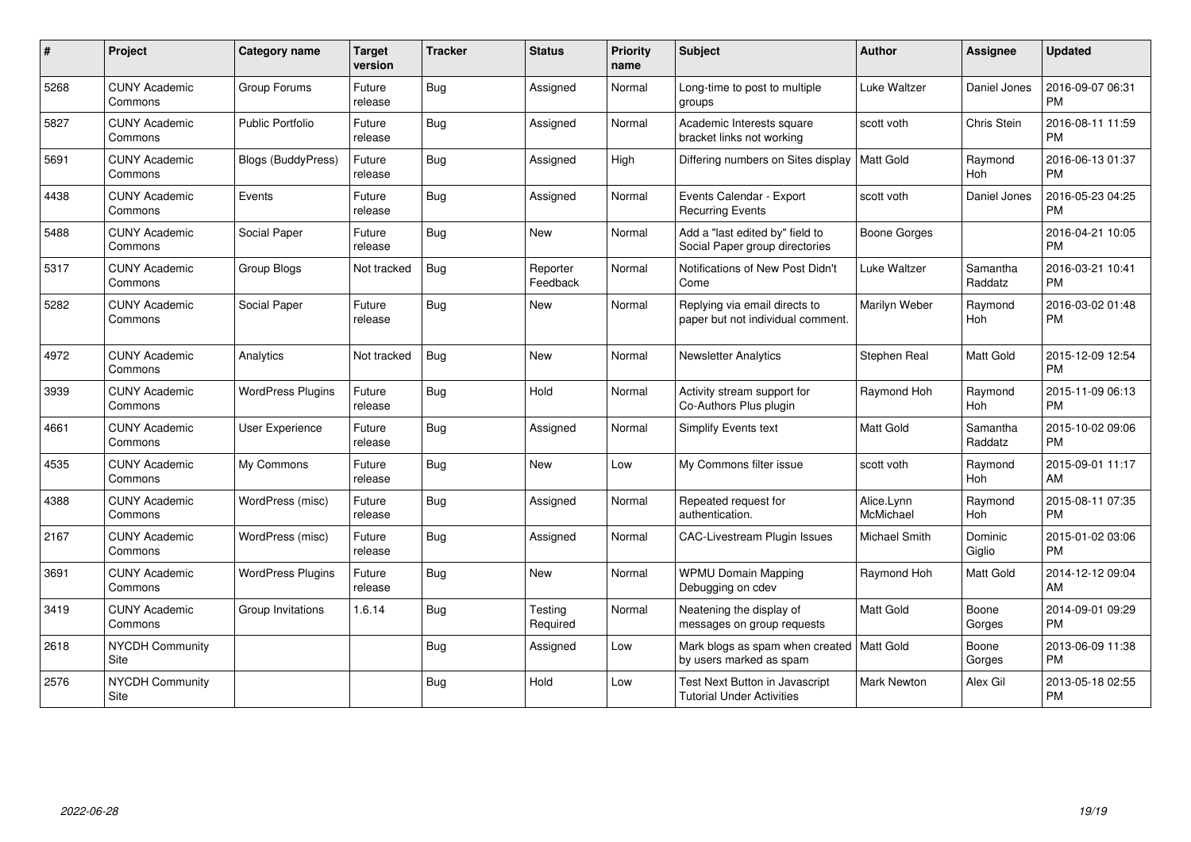| # | Project | Category name | Target version | Tracker | Status | Priority name | Subject | Author | Assignee | Updated |
|---|---|---|---|---|---|---|---|---|---|---|
| 5268 | CUNY Academic Commons | Group Forums | Future release | Bug | Assigned | Normal | Long-time to post to multiple groups | Luke Waltzer | Daniel Jones | 2016-09-07 06:31 PM |
| 5827 | CUNY Academic Commons | Public Portfolio | Future release | Bug | Assigned | Normal | Academic Interests square bracket links not working | scott voth | Chris Stein | 2016-08-11 11:59 PM |
| 5691 | CUNY Academic Commons | Blogs (BuddyPress) | Future release | Bug | Assigned | High | Differing numbers on Sites display | Matt Gold | Raymond Hoh | 2016-06-13 01:37 PM |
| 4438 | CUNY Academic Commons | Events | Future release | Bug | Assigned | Normal | Events Calendar - Export Recurring Events | scott voth | Daniel Jones | 2016-05-23 04:25 PM |
| 5488 | CUNY Academic Commons | Social Paper | Future release | Bug | New | Normal | Add a "last edited by" field to Social Paper group directories | Boone Gorges | | 2016-04-21 10:05 PM |
| 5317 | CUNY Academic Commons | Group Blogs | Not tracked | Bug | Reporter Feedback | Normal | Notifications of New Post Didn't Come | Luke Waltzer | Samantha Raddatz | 2016-03-21 10:41 PM |
| 5282 | CUNY Academic Commons | Social Paper | Future release | Bug | New | Normal | Replying via email directs to paper but not individual comment. | Marilyn Weber | Raymond Hoh | 2016-03-02 01:48 PM |
| 4972 | CUNY Academic Commons | Analytics | Not tracked | Bug | New | Normal | Newsletter Analytics | Stephen Real | Matt Gold | 2015-12-09 12:54 PM |
| 3939 | CUNY Academic Commons | WordPress Plugins | Future release | Bug | Hold | Normal | Activity stream support for Co-Authors Plus plugin | Raymond Hoh | Raymond Hoh | 2015-11-09 06:13 PM |
| 4661 | CUNY Academic Commons | User Experience | Future release | Bug | Assigned | Normal | Simplify Events text | Matt Gold | Samantha Raddatz | 2015-10-02 09:06 PM |
| 4535 | CUNY Academic Commons | My Commons | Future release | Bug | New | Low | My Commons filter issue | scott voth | Raymond Hoh | 2015-09-01 11:17 AM |
| 4388 | CUNY Academic Commons | WordPress (misc) | Future release | Bug | Assigned | Normal | Repeated request for authentication. | Alice.Lynn McMichael | Raymond Hoh | 2015-08-11 07:35 PM |
| 2167 | CUNY Academic Commons | WordPress (misc) | Future release | Bug | Assigned | Normal | CAC-Livestream Plugin Issues | Michael Smith | Dominic Giglio | 2015-01-02 03:06 PM |
| 3691 | CUNY Academic Commons | WordPress Plugins | Future release | Bug | New | Normal | WPMU Domain Mapping Debugging on cdev | Raymond Hoh | Matt Gold | 2014-12-12 09:04 AM |
| 3419 | CUNY Academic Commons | Group Invitations | 1.6.14 | Bug | Testing Required | Normal | Neatening the display of messages on group requests | Matt Gold | Boone Gorges | 2014-09-01 09:29 PM |
| 2618 | NYCDH Community Site | | | Bug | Assigned | Low | Mark blogs as spam when created by users marked as spam | Matt Gold | Boone Gorges | 2013-06-09 11:38 PM |
| 2576 | NYCDH Community Site | | | Bug | Hold | Low | Test Next Button in Javascript Tutorial Under Activities | Mark Newton | Alex Gil | 2013-05-18 02:55 PM |